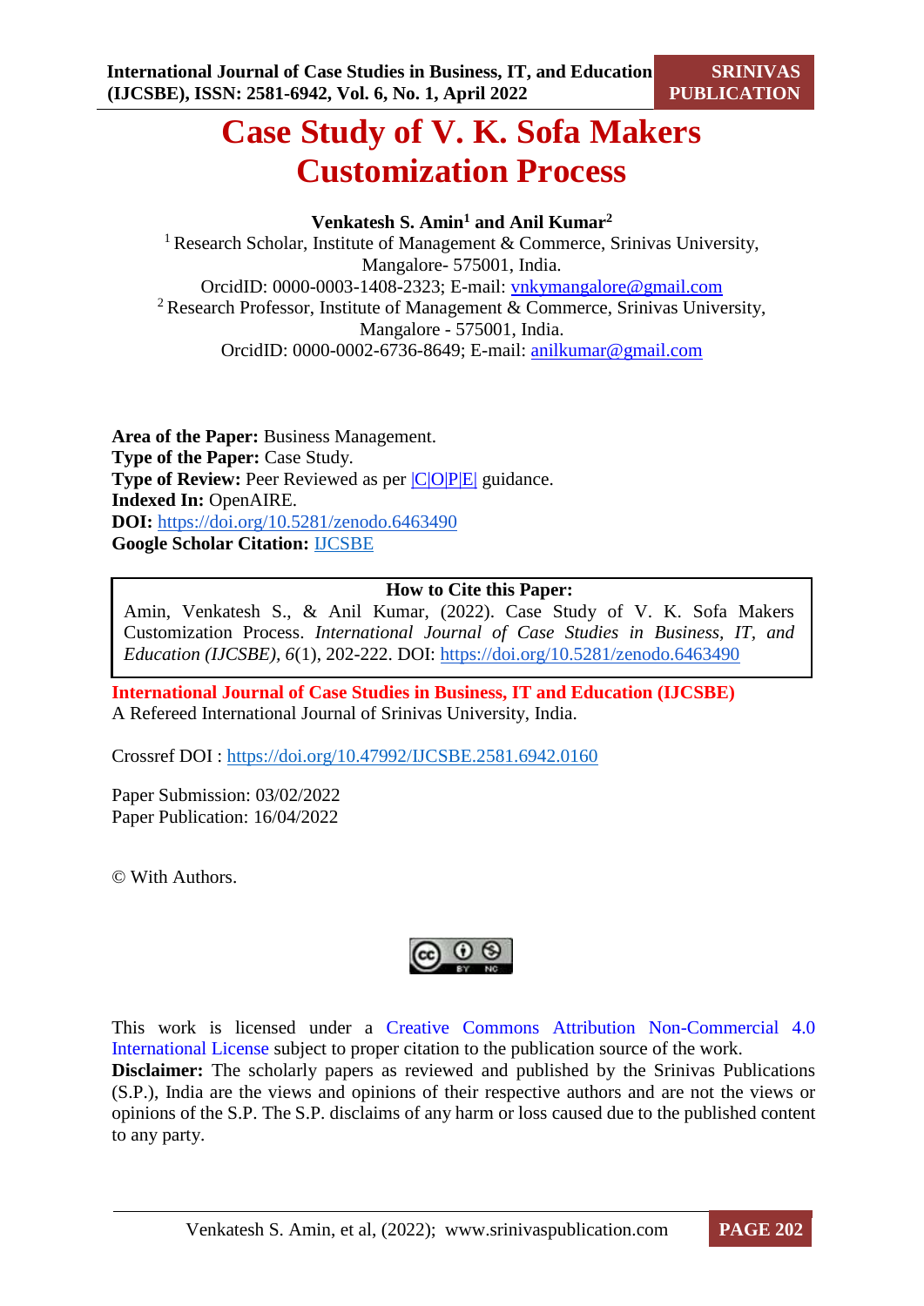# Case Study of V. K. Sofa Makers Customization Process

**Venkatesh S. Amin[1] and Anil Kumar[2]**

[1] Research Scholar, Institute of Management & Commerce, Srinivas University, Mangalore- 575001, India.
OrcidID: 0000-0003-1408-2323; E-mail: vnkymangalore@gmail.com

[2] Research Professor, Institute of Management & Commerce, Srinivas University, Mangalore - 575001, India.
OrcidID: 0000-0002-6736-8649; E-mail: anilkumar@gmail.com

**Area of the Paper:** Business Management.
**Type of the Paper:** Case Study.
**Type of Review:** Peer Reviewed as per |C|O|P|E| guidance.
**Indexed In:** OpenAIRE.
**DOI:** https://doi.org/10.5281/zenodo.6463490
**Google Scholar Citation:** IJCSBE

**How to Cite this Paper:**
Amin, Venkatesh S., & Anil Kumar, (2022). Case Study of V. K. Sofa Makers Customization Process. *International Journal of Case Studies in Business, IT, and Education (IJCSBE)*, *6*(1), 202-222. DOI: https://doi.org/10.5281/zenodo.6463490

**International Journal of Case Studies in Business, IT and Education (IJCSBE)**
A Refereed International Journal of Srinivas University, India.

Crossref DOI : https://doi.org/10.47992/IJCSBE.2581.6942.0160

Paper Submission: 03/02/2022
Paper Publication: 16/04/2022

© With Authors.

This work is licensed under a Creative Commons Attribution Non-Commercial 4.0 International License subject to proper citation to the publication source of the work.
**Disclaimer:** The scholarly papers as reviewed and published by the Srinivas Publications (S.P.), India are the views and opinions of their respective authors and are not the views or opinions of the S.P. The S.P. disclaims of any harm or loss caused due to the published content to any party.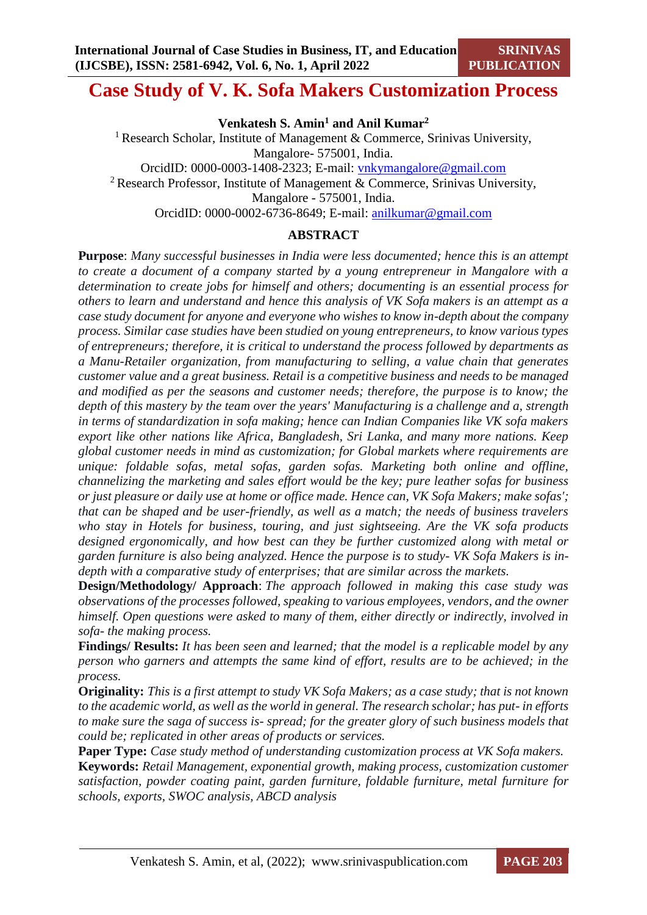# Case Study of V. K. Sofa Makers Customization Process

**Venkatesh S. Amin[1] and Anil Kumar[2]**

[1] Research Scholar, Institute of Management & Commerce, Srinivas University, Mangalore- 575001, India.
OrcidID: 0000-0003-1408-2323; E-mail: vnkymangalore@gmail.com

[2] Research Professor, Institute of Management & Commerce, Srinivas University, Mangalore - 575001, India.
OrcidID: 0000-0002-6736-8649; E-mail: anilkumar@gmail.com

## ABSTRACT

**Purpose**: *Many successful businesses in India were less documented; hence this is an attempt to create a document of a company started by a young entrepreneur in Mangalore with a determination to create jobs for himself and others; documenting is an essential process for others to learn and understand and hence this analysis of VK Sofa makers is an attempt as a case study document for anyone and everyone who wishes to know in-depth about the company process. Similar case studies have been studied on young entrepreneurs, to know various types of entrepreneurs; therefore, it is critical to understand the process followed by departments as a Manu-Retailer organization, from manufacturing to selling, a value chain that generates customer value and a great business. Retail is a competitive business and needs to be managed and modified as per the seasons and customer needs; therefore, the purpose is to know; the depth of this mastery by the team over the years' Manufacturing is a challenge and a, strength in terms of standardization in sofa making; hence can Indian Companies like VK sofa makers export like other nations like Africa, Bangladesh, Sri Lanka, and many more nations. Keep global customer needs in mind as customization; for Global markets where requirements are unique: foldable sofas, metal sofas, garden sofas. Marketing both online and offline, channelizing the marketing and sales effort would be the key; pure leather sofas for business or just pleasure or daily use at home or office made. Hence can, VK Sofa Makers; make sofas'; that can be shaped and be user-friendly, as well as a match; the needs of business travelers who stay in Hotels for business, touring, and just sightseeing. Are the VK sofa products designed ergonomically, and how best can they be further customized along with metal or garden furniture is also being analyzed. Hence the purpose is to study- VK Sofa Makers is in-depth with a comparative study of enterprises; that are similar across the markets.*

**Design/Methodology/ Approach**: *The approach followed in making this case study was observations of the processes followed, speaking to various employees, vendors, and the owner himself. Open questions were asked to many of them, either directly or indirectly, involved in sofa- the making process.*

**Findings/ Results:** *It has been seen and learned; that the model is a replicable model by any person who garners and attempts the same kind of effort, results are to be achieved; in the process.*

**Originality:** *This is a first attempt to study VK Sofa Makers; as a case study; that is not known to the academic world, as well as the world in general. The research scholar; has put- in efforts to make sure the saga of success is- spread; for the greater glory of such business models that could be; replicated in other areas of products or services.*

**Paper Type:** *Case study method of understanding customization process at VK Sofa makers.*

**Keywords:** *Retail Management, exponential growth, making process, customization customer satisfaction, powder coating paint, garden furniture, foldable furniture, metal furniture for schools, exports, SWOC analysis, ABCD analysis*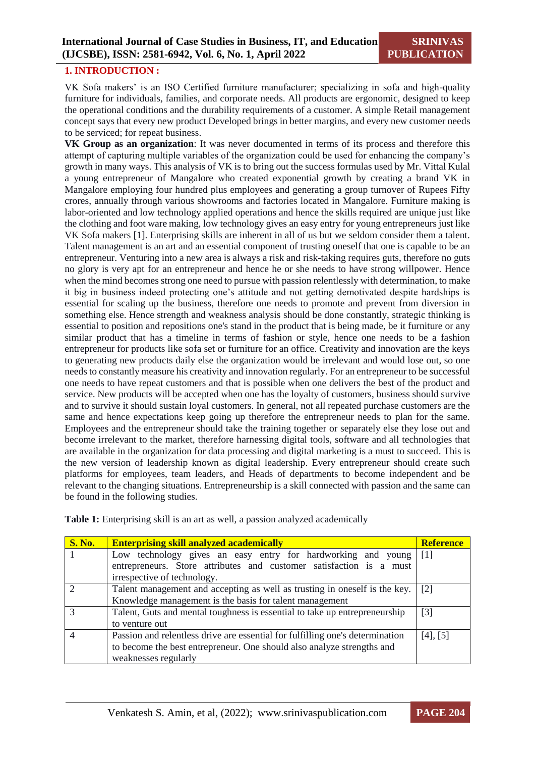## 1. INTRODUCTION :

VK Sofa makers' is an ISO Certified furniture manufacturer; specializing in sofa and high-quality furniture for individuals, families, and corporate needs. All products are ergonomic, designed to keep the operational conditions and the durability requirements of a customer. A simple Retail management concept says that every new product Developed brings in better margins, and every new customer needs to be serviced; for repeat business.

**VK Group as an organization**: It was never documented in terms of its process and therefore this attempt of capturing multiple variables of the organization could be used for enhancing the company's growth in many ways. This analysis of VK is to bring out the success formulas used by Mr. Vittal Kulal a young entrepreneur of Mangalore who created exponential growth by creating a brand VK in Mangalore employing four hundred plus employees and generating a group turnover of Rupees Fifty crores, annually through various showrooms and factories located in Mangalore. Furniture making is labor-oriented and low technology applied operations and hence the skills required are unique just like the clothing and foot ware making, low technology gives an easy entry for young entrepreneurs just like VK Sofa makers [1]. Enterprising skills are inherent in all of us but we seldom consider them a talent. Talent management is an art and an essential component of trusting oneself that one is capable to be an entrepreneur. Venturing into a new area is always a risk and risk-taking requires guts, therefore no guts no glory is very apt for an entrepreneur and hence he or she needs to have strong willpower. Hence when the mind becomes strong one need to pursue with passion relentlessly with determination, to make it big in business indeed protecting one's attitude and not getting demotivated despite hardships is essential for scaling up the business, therefore one needs to promote and prevent from diversion in something else. Hence strength and weakness analysis should be done constantly, strategic thinking is essential to position and repositions one's stand in the product that is being made, be it furniture or any similar product that has a timeline in terms of fashion or style, hence one needs to be a fashion entrepreneur for products like sofa set or furniture for an office. Creativity and innovation are the keys to generating new products daily else the organization would be irrelevant and would lose out, so one needs to constantly measure his creativity and innovation regularly. For an entrepreneur to be successful one needs to have repeat customers and that is possible when one delivers the best of the product and service. New products will be accepted when one has the loyalty of customers, business should survive and to survive it should sustain loyal customers. In general, not all repeated purchase customers are the same and hence expectations keep going up therefore the entrepreneur needs to plan for the same. Employees and the entrepreneur should take the training together or separately else they lose out and become irrelevant to the market, therefore harnessing digital tools, software and all technologies that are available in the organization for data processing and digital marketing is a must to succeed. This is the new version of leadership known as digital leadership. Every entrepreneur should create such platforms for employees, team leaders, and Heads of departments to become independent and be relevant to the changing situations. Entrepreneurship is a skill connected with passion and the same can be found in the following studies.

**Table 1:** Enterprising skill is an art as well, a passion analyzed academically

| S. No. | Enterprising skill analyzed academically | Reference |
|---|---|---|
| 1 | Low technology gives an easy entry for hardworking and young entrepreneurs. Store attributes and customer satisfaction is a must irrespective of technology. | [1] |
| 2 | Talent management and accepting as well as trusting in oneself is the key. Knowledge management is the basis for talent management | [2] |
| 3 | Talent, Guts and mental toughness is essential to take up entrepreneurship to venture out | [3] |
| 4 | Passion and relentless drive are essential for fulfilling one's determination to become the best entrepreneur. One should also analyze strengths and weaknesses regularly | [4], [5] |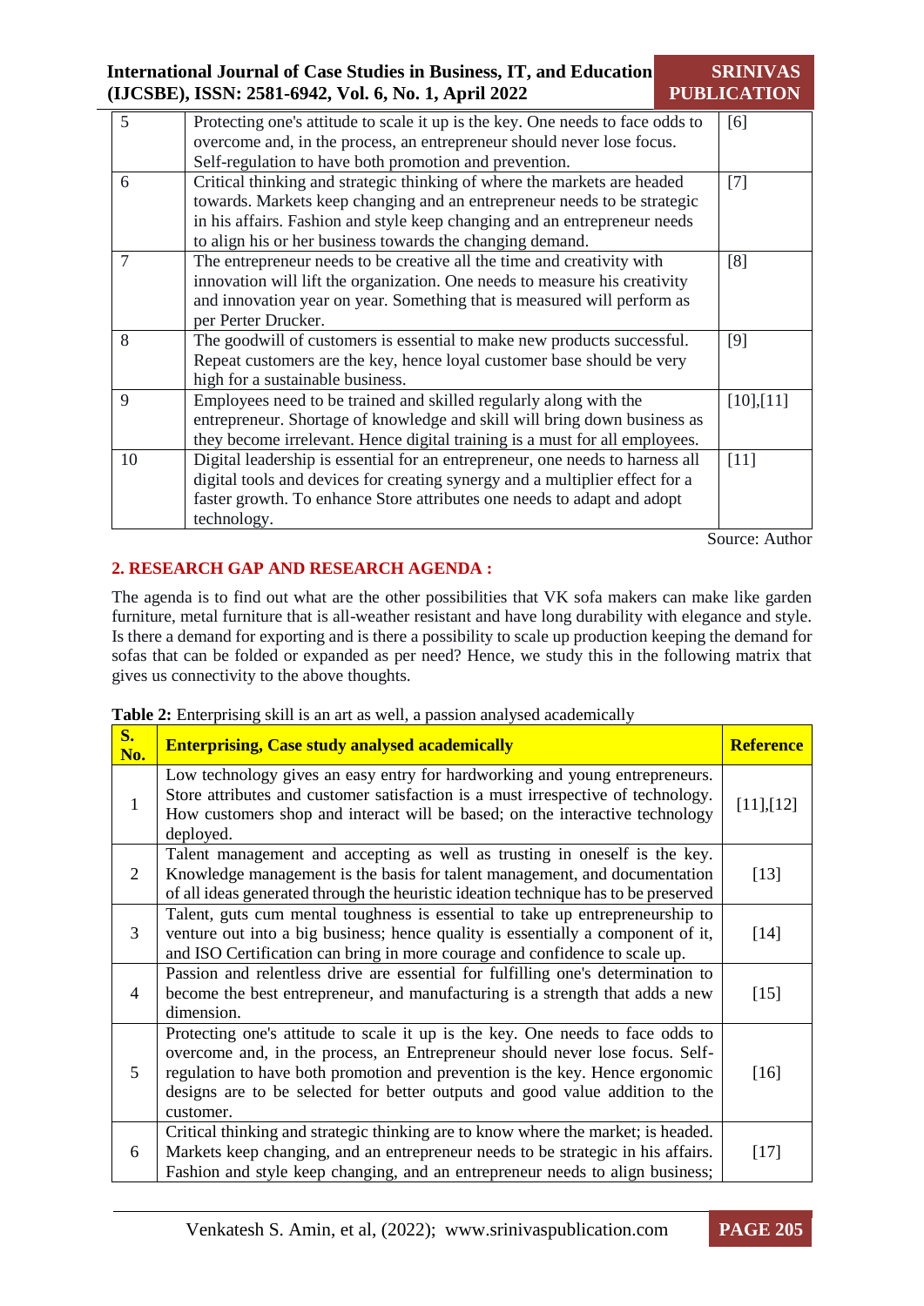| | | |
|---|---|---|
| 5 | Protecting one's attitude to scale it up is the key. One needs to face odds to overcome and, in the process, an entrepreneur should never lose focus. Self-regulation to have both promotion and prevention. | [6] |
| 6 | Critical thinking and strategic thinking of where the markets are headed towards. Markets keep changing and an entrepreneur needs to be strategic in his affairs. Fashion and style keep changing and an entrepreneur needs to align his or her business towards the changing demand. | [7] |
| 7 | The entrepreneur needs to be creative all the time and creativity with innovation will lift the organization. One needs to measure his creativity and innovation year on year. Something that is measured will perform as per Perter Drucker. | [8] |
| 8 | The goodwill of customers is essential to make new products successful. Repeat customers are the key, hence loyal customer base should be very high for a sustainable business. | [9] |
| 9 | Employees need to be trained and skilled regularly along with the entrepreneur. Shortage of knowledge and skill will bring down business as they become irrelevant. Hence digital training is a must for all employees. | [10],[11] |
| 10 | Digital leadership is essential for an entrepreneur, one needs to harness all digital tools and devices for creating synergy and a multiplier effect for a faster growth. To enhance Store attributes one needs to adapt and adopt technology. | [11] |

Source: Author

## 2. RESEARCH GAP AND RESEARCH AGENDA :

The agenda is to find out what are the other possibilities that VK sofa makers can make like garden furniture, metal furniture that is all-weather resistant and have long durability with elegance and style. Is there a demand for exporting and is there a possibility to scale up production keeping the demand for sofas that can be folded or expanded as per need? Hence, we study this in the following matrix that gives us connectivity to the above thoughts.

**Table 2:** Enterprising skill is an art as well, a passion analysed academically

| S. No. | Enterprising, Case study analysed academically | Reference |
|---|---|---|
| 1 | Low technology gives an easy entry for hardworking and young entrepreneurs. Store attributes and customer satisfaction is a must irrespective of technology. How customers shop and interact will be based; on the interactive technology deployed. | [11],[12] |
| 2 | Talent management and accepting as well as trusting in oneself is the key. Knowledge management is the basis for talent management, and documentation of all ideas generated through the heuristic ideation technique has to be preserved | [13] |
| 3 | Talent, guts cum mental toughness is essential to take up entrepreneurship to venture out into a big business; hence quality is essentially a component of it, and ISO Certification can bring in more courage and confidence to scale up. | [14] |
| 4 | Passion and relentless drive are essential for fulfilling one's determination to become the best entrepreneur, and manufacturing is a strength that adds a new dimension. | [15] |
| 5 | Protecting one's attitude to scale it up is the key. One needs to face odds to overcome and, in the process, an Entrepreneur should never lose focus. Self-regulation to have both promotion and prevention is the key. Hence ergonomic designs are to be selected for better outputs and good value addition to the customer. | [16] |
| 6 | Critical thinking and strategic thinking are to know where the market; is headed. Markets keep changing, and an entrepreneur needs to be strategic in his affairs. Fashion and style keep changing, and an entrepreneur needs to align business; | [17] |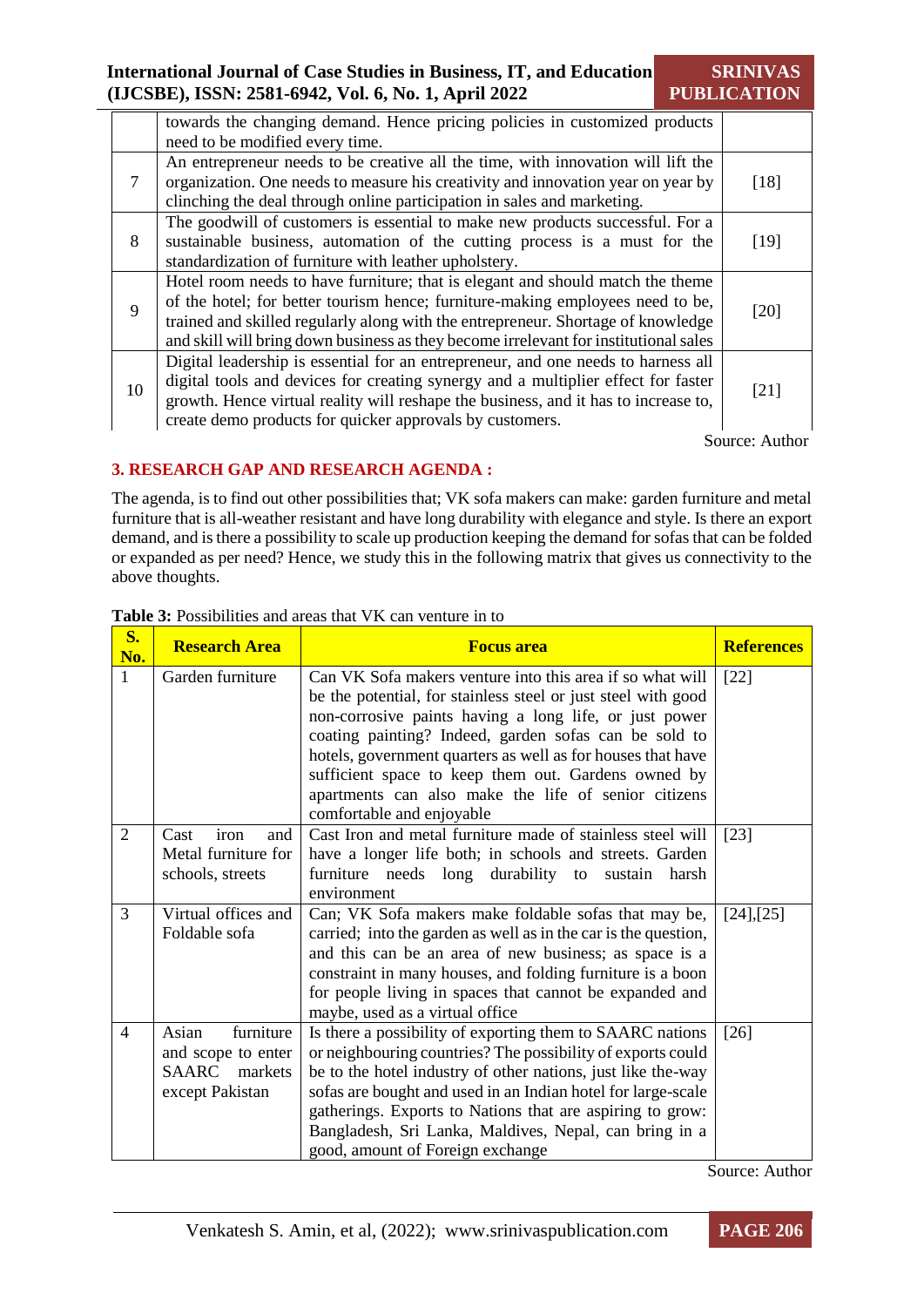|  | towards the changing demand. Hence pricing policies in customized products need to be modified every time. |  |
|---|---|---|
| 7 | An entrepreneur needs to be creative all the time, with innovation will lift the organization. One needs to measure his creativity and innovation year on year by clinching the deal through online participation in sales and marketing. | [18] |
| 8 | The goodwill of customers is essential to make new products successful. For a sustainable business, automation of the cutting process is a must for the standardization of furniture with leather upholstery. | [19] |
| 9 | Hotel room needs to have furniture; that is elegant and should match the theme of the hotel; for better tourism hence; furniture-making employees need to be, trained and skilled regularly along with the entrepreneur. Shortage of knowledge and skill will bring down business as they become irrelevant for institutional sales | [20] |
| 10 | Digital leadership is essential for an entrepreneur, and one needs to harness all digital tools and devices for creating synergy and a multiplier effect for faster growth. Hence virtual reality will reshape the business, and it has to increase to, create demo products for quicker approvals by customers. | [21] |

Source: Author

## 3. RESEARCH GAP AND RESEARCH AGENDA :

The agenda, is to find out other possibilities that; VK sofa makers can make: garden furniture and metal furniture that is all-weather resistant and have long durability with elegance and style. Is there an export demand, and is there a possibility to scale up production keeping the demand for sofas that can be folded or expanded as per need? Hence, we study this in the following matrix that gives us connectivity to the above thoughts.

**Table 3:** Possibilities and areas that VK can venture in to

| S. No. | Research Area | Focus area | References |
|---|---|---|---|
| 1 | Garden furniture | Can VK Sofa makers venture into this area if so what will be the potential, for stainless steel or just steel with good non-corrosive paints having a long life, or just power coating painting? Indeed, garden sofas can be sold to hotels, government quarters as well as for houses that have sufficient space to keep them out. Gardens owned by apartments can also make the life of senior citizens comfortable and enjoyable | [22] |
| 2 | Cast iron and Metal furniture for schools, streets | Cast Iron and metal furniture made of stainless steel will have a longer life both; in schools and streets. Garden furniture needs long durability to sustain harsh environment | [23] |
| 3 | Virtual offices and Foldable sofa | Can; VK Sofa makers make foldable sofas that may be, carried; into the garden as well as in the car is the question, and this can be an area of new business; as space is a constraint in many houses, and folding furniture is a boon for people living in spaces that cannot be expanded and maybe, used as a virtual office | [24],[25] |
| 4 | Asian furniture and scope to enter SAARC markets except Pakistan | Is there a possibility of exporting them to SAARC nations or neighbouring countries? The possibility of exports could be to the hotel industry of other nations, just like the-way sofas are bought and used in an Indian hotel for large-scale gatherings. Exports to Nations that are aspiring to grow: Bangladesh, Sri Lanka, Maldives, Nepal, can bring in a good, amount of Foreign exchange | [26] |

Source: Author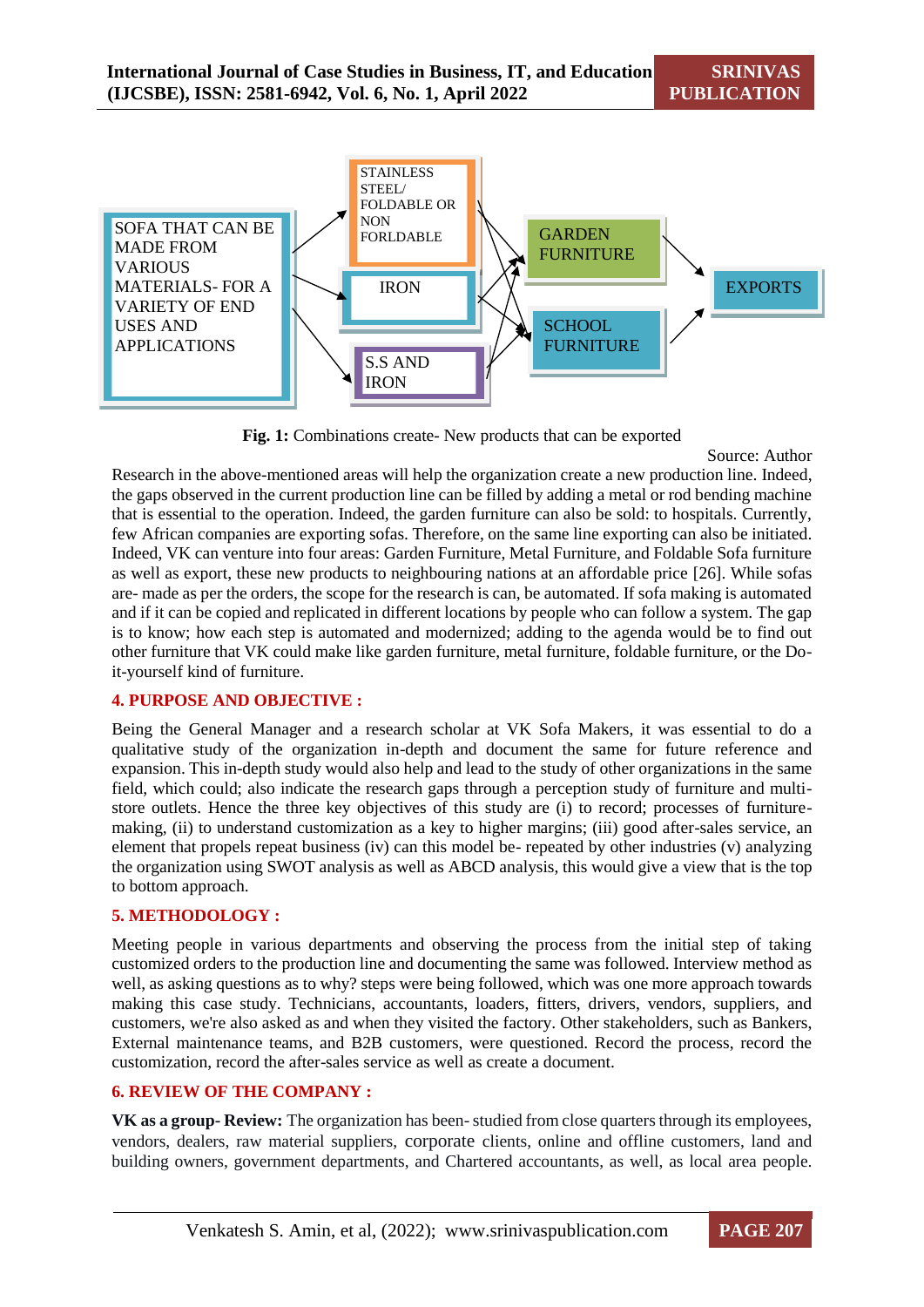Fig. 1: Combinations create- New products that can be exported

Source: Author

Research in the above-mentioned areas will help the organization create a new production line. Indeed, the gaps observed in the current production line can be filled by adding a metal or rod bending machine that is essential to the operation. Indeed, the garden furniture can also be sold: to hospitals. Currently, few African companies are exporting sofas. Therefore, on the same line exporting can also be initiated. Indeed, VK can venture into four areas: Garden Furniture, Metal Furniture, and Foldable Sofa furniture as well as export, these new products to neighbouring nations at an affordable price [26]. While sofas are- made as per the orders, the scope for the research is can, be automated. If sofa making is automated and if it can be copied and replicated in different locations by people who can follow a system. The gap is to know; how each step is automated and modernized; adding to the agenda would be to find out other furniture that VK could make like garden furniture, metal furniture, foldable furniture, or the Do-it-yourself kind of furniture.

## 4. PURPOSE AND OBJECTIVE :

Being the General Manager and a research scholar at VK Sofa Makers, it was essential to do a qualitative study of the organization in-depth and document the same for future reference and expansion. This in-depth study would also help and lead to the study of other organizations in the same field, which could; also indicate the research gaps through a perception study of furniture and multi-store outlets. Hence the three key objectives of this study are (i) to record; processes of furniture-making, (ii) to understand customization as a key to higher margins; (iii) good after-sales service, an element that propels repeat business (iv) can this model be- repeated by other industries (v) analyzing the organization using SWOT analysis as well as ABCD analysis, this would give a view that is the top to bottom approach.

## 5. METHODOLOGY :

Meeting people in various departments and observing the process from the initial step of taking customized orders to the production line and documenting the same was followed. Interview method as well, as asking questions as to why? steps were being followed, which was one more approach towards making this case study. Technicians, accountants, loaders, fitters, drivers, vendors, suppliers, and customers, we're also asked as and when they visited the factory. Other stakeholders, such as Bankers, External maintenance teams, and B2B customers, were questioned. Record the process, record the customization, record the after-sales service as well as create a document.

## 6. REVIEW OF THE COMPANY :

**VK as a group- Review:** The organization has been- studied from close quarters through its employees, vendors, dealers, raw material suppliers, corporate clients, online and offline customers, land and building owners, government departments, and Chartered accountants, as well, as local area people.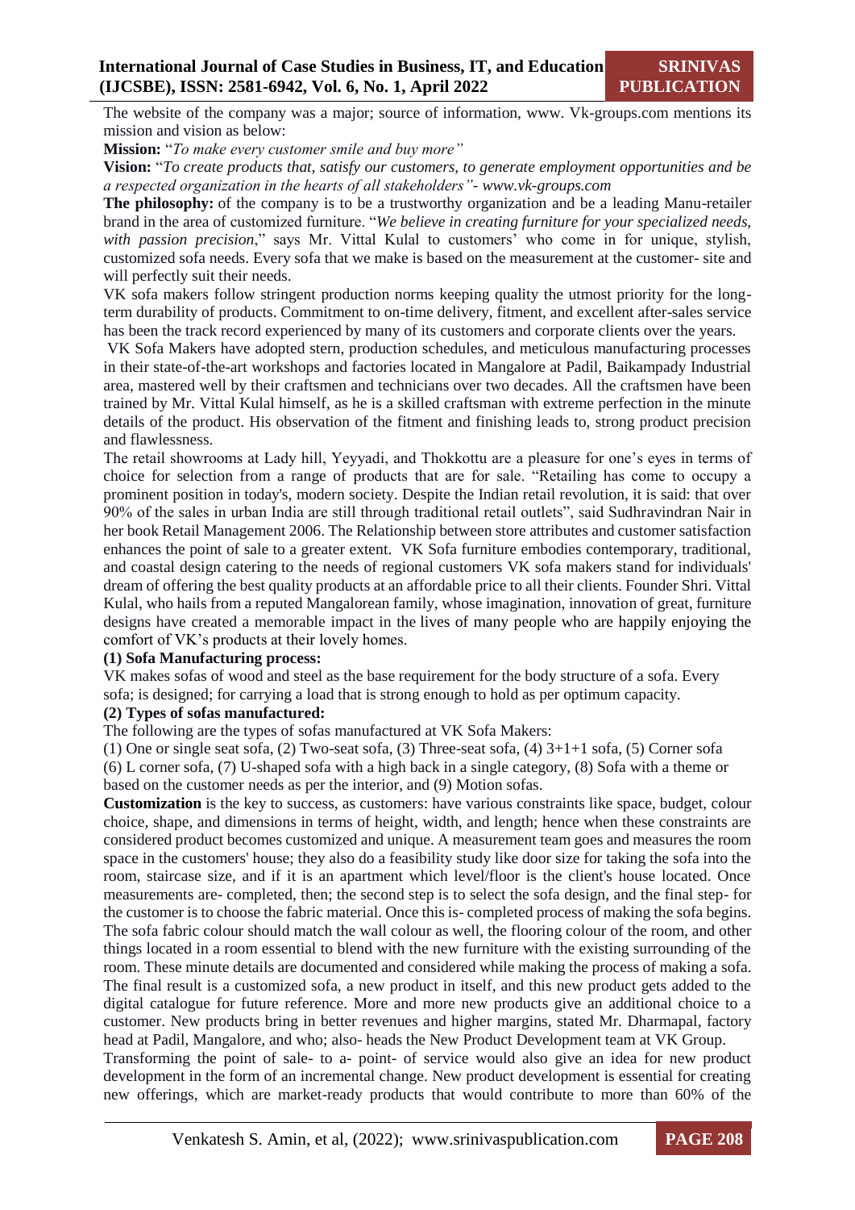The website of the company was a major; source of information, www. Vk-groups.com mentions its mission and vision as below:

**Mission:** "*To make every customer smile and buy more"*

**Vision:** "*To create products that, satisfy our customers, to generate employment opportunities and be a respected organization in the hearts of all stakeholders"- www.vk-groups.com*

**The philosophy:** of the company is to be a trustworthy organization and be a leading Manu-retailer brand in the area of customized furniture. "*We believe in creating furniture for your specialized needs, with passion precision*," says Mr. Vittal Kulal to customers' who come in for unique, stylish, customized sofa needs. Every sofa that we make is based on the measurement at the customer- site and will perfectly suit their needs.

VK sofa makers follow stringent production norms keeping quality the utmost priority for the long-term durability of products. Commitment to on-time delivery, fitment, and excellent after-sales service has been the track record experienced by many of its customers and corporate clients over the years.

VK Sofa Makers have adopted stern, production schedules, and meticulous manufacturing processes in their state-of-the-art workshops and factories located in Mangalore at Padil, Baikampady Industrial area, mastered well by their craftsmen and technicians over two decades. All the craftsmen have been trained by Mr. Vittal Kulal himself, as he is a skilled craftsman with extreme perfection in the minute details of the product. His observation of the fitment and finishing leads to, strong product precision and flawlessness.

The retail showrooms at Lady hill, Yeyyadi, and Thokkottu are a pleasure for one's eyes in terms of choice for selection from a range of products that are for sale. "Retailing has come to occupy a prominent position in today's, modern society. Despite the Indian retail revolution, it is said: that over 90% of the sales in urban India are still through traditional retail outlets", said Sudhravindran Nair in her book Retail Management 2006. The Relationship between store attributes and customer satisfaction enhances the point of sale to a greater extent. VK Sofa furniture embodies contemporary, traditional, and coastal design catering to the needs of regional customers VK sofa makers stand for individuals' dream of offering the best quality products at an affordable price to all their clients. Founder Shri. Vittal Kulal, who hails from a reputed Mangalorean family, whose imagination, innovation of great, furniture designs have created a memorable impact in the lives of many people who are happily enjoying the comfort of VK's products at their lovely homes.

**(1) Sofa Manufacturing process:**

VK makes sofas of wood and steel as the base requirement for the body structure of a sofa. Every sofa; is designed; for carrying a load that is strong enough to hold as per optimum capacity.

**(2) Types of sofas manufactured:**

The following are the types of sofas manufactured at VK Sofa Makers:

(1) One or single seat sofa, (2) Two-seat sofa, (3) Three-seat sofa, (4) 3+1+1 sofa, (5) Corner sofa (6) L corner sofa, (7) U-shaped sofa with a high back in a single category, (8) Sofa with a theme or based on the customer needs as per the interior, and (9) Motion sofas.

**Customization** is the key to success, as customers: have various constraints like space, budget, colour choice, shape, and dimensions in terms of height, width, and length; hence when these constraints are considered product becomes customized and unique. A measurement team goes and measures the room space in the customers' house; they also do a feasibility study like door size for taking the sofa into the room, staircase size, and if it is an apartment which level/floor is the client's house located. Once measurements are- completed, then; the second step is to select the sofa design, and the final step- for the customer is to choose the fabric material. Once this is- completed process of making the sofa begins. The sofa fabric colour should match the wall colour as well, the flooring colour of the room, and other things located in a room essential to blend with the new furniture with the existing surrounding of the room. These minute details are documented and considered while making the process of making a sofa. The final result is a customized sofa, a new product in itself, and this new product gets added to the digital catalogue for future reference. More and more new products give an additional choice to a customer. New products bring in better revenues and higher margins, stated Mr. Dharmapal, factory head at Padil, Mangalore, and who; also- heads the New Product Development team at VK Group.

Transforming the point of sale- to a- point- of service would also give an idea for new product development in the form of an incremental change. New product development is essential for creating new offerings, which are market-ready products that would contribute to more than 60% of the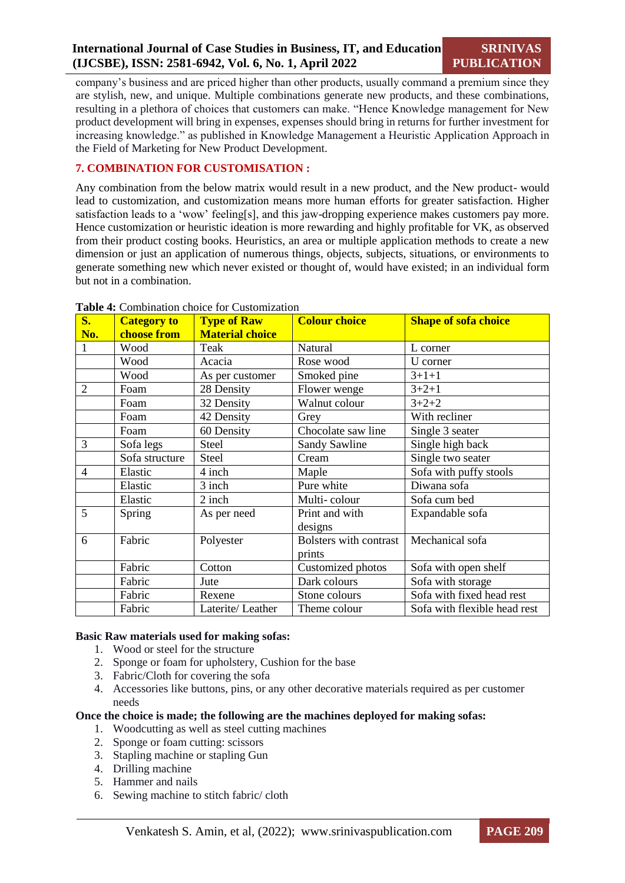company's business and are priced higher than other products, usually command a premium since they are stylish, new, and unique. Multiple combinations generate new products, and these combinations, resulting in a plethora of choices that customers can make. "Hence Knowledge management for New product development will bring in expenses, expenses should bring in returns for further investment for increasing knowledge." as published in Knowledge Management a Heuristic Application Approach in the Field of Marketing for New Product Development.

## 7. COMBINATION FOR CUSTOMISATION :

Any combination from the below matrix would result in a new product, and the New product- would lead to customization, and customization means more human efforts for greater satisfaction. Higher satisfaction leads to a 'wow' feeling[s], and this jaw-dropping experience makes customers pay more. Hence customization or heuristic ideation is more rewarding and highly profitable for VK, as observed from their product costing books. Heuristics, an area or multiple application methods to create a new dimension or just an application of numerous things, objects, subjects, situations, or environments to generate something new which never existed or thought of, would have existed; in an individual form but not in a combination.

**Table 4:** Combination choice for Customization

| S. No. | Category to choose from | Type of Raw Material choice | Colour choice | Shape of sofa choice |
|---|---|---|---|---|
| 1 | Wood | Teak | Natural | L corner |
| | Wood | Acacia | Rose wood | U corner |
| | Wood | As per customer | Smoked pine | 3+1+1 |
| 2 | Foam | 28 Density | Flower wenge | 3+2+1 |
| | Foam | 32 Density | Walnut colour | 3+2+2 |
| | Foam | 42 Density | Grey | With recliner |
| | Foam | 60 Density | Chocolate saw line | Single 3 seater |
| 3 | Sofa legs | Steel | Sandy Sawline | Single high back |
| | Sofa structure | Steel | Cream | Single two seater |
| 4 | Elastic | 4 inch | Maple | Sofa with puffy stools |
| | Elastic | 3 inch | Pure white | Diwana sofa |
| | Elastic | 2 inch | Multi- colour | Sofa cum bed |
| 5 | Spring | As per need | Print and with designs | Expandable sofa |
| 6 | Fabric | Polyester | Bolsters with contrast prints | Mechanical sofa |
| | Fabric | Cotton | Customized photos | Sofa with open shelf |
| | Fabric | Jute | Dark colours | Sofa with storage |
| | Fabric | Rexene | Stone colours | Sofa with fixed head rest |
| | Fabric | Laterite/ Leather | Theme colour | Sofa with flexible head rest |

**Basic Raw materials used for making sofas:**

1. Wood or steel for the structure
2. Sponge or foam for upholstery, Cushion for the base
3. Fabric/Cloth for covering the sofa
4. Accessories like buttons, pins, or any other decorative materials required as per customer needs

**Once the choice is made; the following are the machines deployed for making sofas:**

1. Woodcutting as well as steel cutting machines
2. Sponge or foam cutting: scissors
3. Stapling machine or stapling Gun
4. Drilling machine
5. Hammer and nails
6. Sewing machine to stitch fabric/ cloth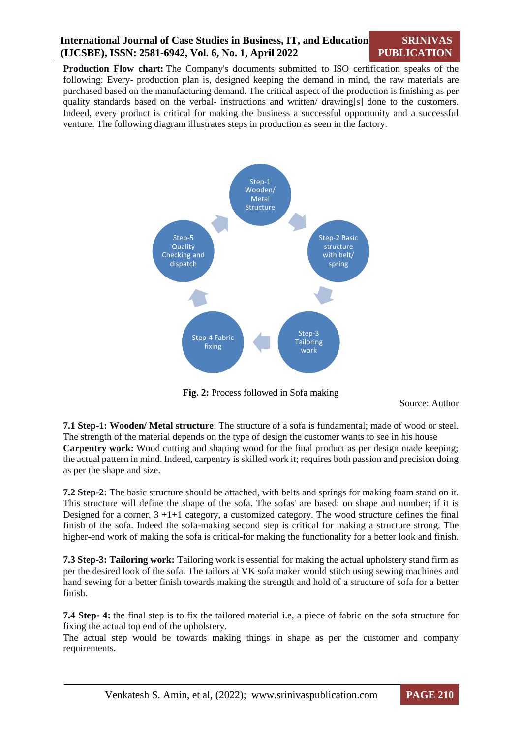**Production Flow chart:** The Company's documents submitted to ISO certification speaks of the following: Every- production plan is, designed keeping the demand in mind, the raw materials are purchased based on the manufacturing demand. The critical aspect of the production is finishing as per quality standards based on the verbal- instructions and written/ drawing[s] done to the customers. Indeed, every product is critical for making the business a successful opportunity and a successful venture. The following diagram illustrates steps in production as seen in the factory.

Step-1 Wooden/ Metal Structure → Step-2 Basic structure with belt/ spring → Step-3 Tailoring work → Step-4 Fabric fixing → Step-5 Quality Checking and dispatch → Step-1 Wooden/ Metal Structure

**Fig. 2:** Process followed in Sofa making

Source: Author

**7.1 Step-1: Wooden/ Metal structure**: The structure of a sofa is fundamental; made of wood or steel. The strength of the material depends on the type of design the customer wants to see in his house

**Carpentry work:** Wood cutting and shaping wood for the final product as per design made keeping; the actual pattern in mind. Indeed, carpentry is skilled work it; requires both passion and precision doing as per the shape and size.

**7.2 Step-2:** The basic structure should be attached, with belts and springs for making foam stand on it. This structure will define the shape of the sofa. The sofas' are based: on shape and number; if it is Designed for a corner, 3 +1+1 category, a customized category. The wood structure defines the final finish of the sofa. Indeed the sofa-making second step is critical for making a structure strong. The higher-end work of making the sofa is critical-for making the functionality for a better look and finish.

**7.3 Step-3: Tailoring work:** Tailoring work is essential for making the actual upholstery stand firm as per the desired look of the sofa. The tailors at VK sofa maker would stitch using sewing machines and hand sewing for a better finish towards making the strength and hold of a structure of sofa for a better finish.

**7.4 Step- 4:** the final step is to fix the tailored material i.e, a piece of fabric on the sofa structure for fixing the actual top end of the upholstery.

The actual step would be towards making things in shape as per the customer and company requirements.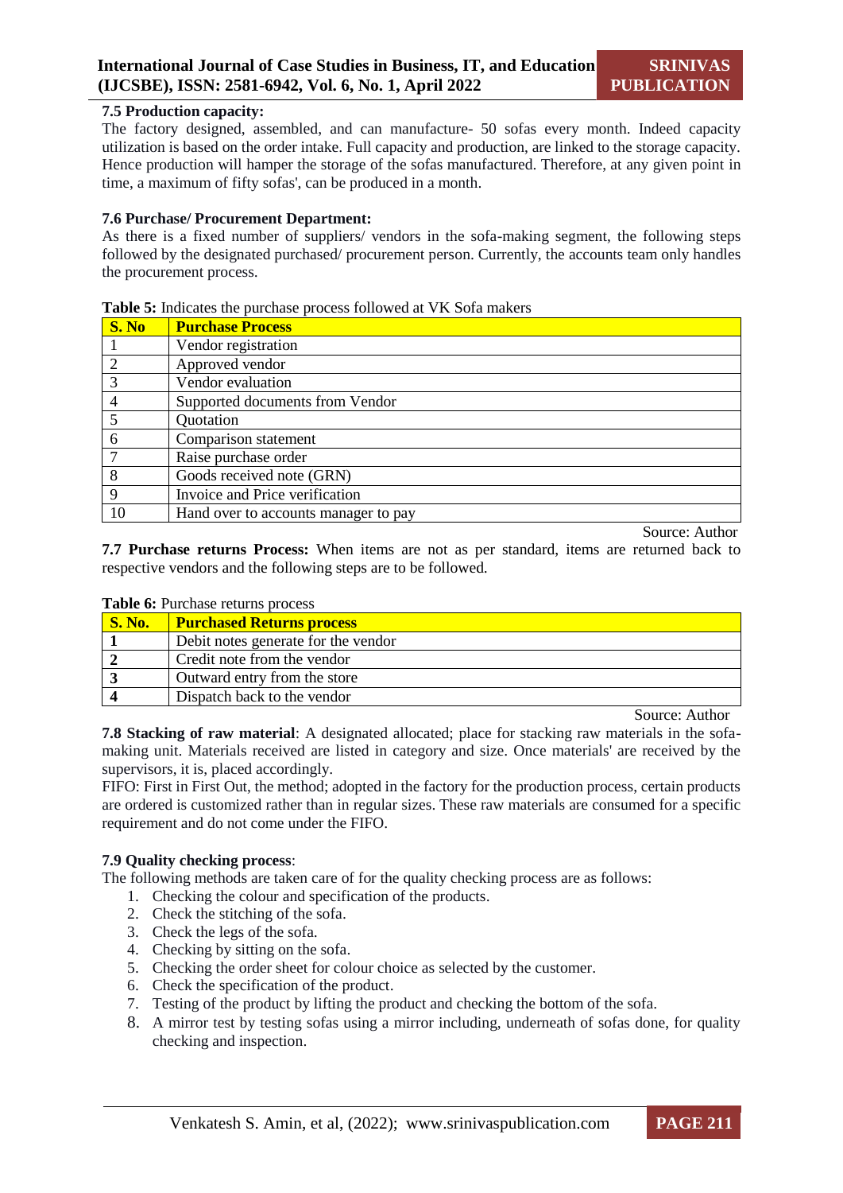### 7.5 Production capacity:

The factory designed, assembled, and can manufacture- 50 sofas every month. Indeed capacity utilization is based on the order intake. Full capacity and production, are linked to the storage capacity. Hence production will hamper the storage of the sofas manufactured. Therefore, at any given point in time, a maximum of fifty sofas', can be produced in a month.

### 7.6 Purchase/ Procurement Department:

As there is a fixed number of suppliers/ vendors in the sofa-making segment, the following steps followed by the designated purchased/ procurement person. Currently, the accounts team only handles the procurement process.

**Table 5:** Indicates the purchase process followed at VK Sofa makers

| S. No | Purchase Process |
|---|---|
| 1 | Vendor registration |
| 2 | Approved vendor |
| 3 | Vendor evaluation |
| 4 | Supported documents from Vendor |
| 5 | Quotation |
| 6 | Comparison statement |
| 7 | Raise purchase order |
| 8 | Goods received note (GRN) |
| 9 | Invoice and Price verification |
| 10 | Hand over to accounts manager to pay |

Source: Author

**7.7 Purchase returns Process:** When items are not as per standard, items are returned back to respective vendors and the following steps are to be followed.

**Table 6:** Purchase returns process

| S. No. | Purchased Returns process |
|---|---|
| **1** | Debit notes generate for the vendor |
| **2** | Credit note from the vendor |
| **3** | Outward entry from the store |
| **4** | Dispatch back to the vendor |

Source: Author

**7.8 Stacking of raw material**: A designated allocated; place for stacking raw materials in the sofa-making unit. Materials received are listed in category and size. Once materials' are received by the supervisors, it is, placed accordingly.

FIFO: First in First Out, the method; adopted in the factory for the production process, certain products are ordered is customized rather than in regular sizes. These raw materials are consumed for a specific requirement and do not come under the FIFO.

### 7.9 Quality checking process:

The following methods are taken care of for the quality checking process are as follows:

1. Checking the colour and specification of the products.
2. Check the stitching of the sofa.
3. Check the legs of the sofa.
4. Checking by sitting on the sofa.
5. Checking the order sheet for colour choice as selected by the customer.
6. Check the specification of the product.
7. Testing of the product by lifting the product and checking the bottom of the sofa.
8. A mirror test by testing sofas using a mirror including, underneath of sofas done, for quality checking and inspection.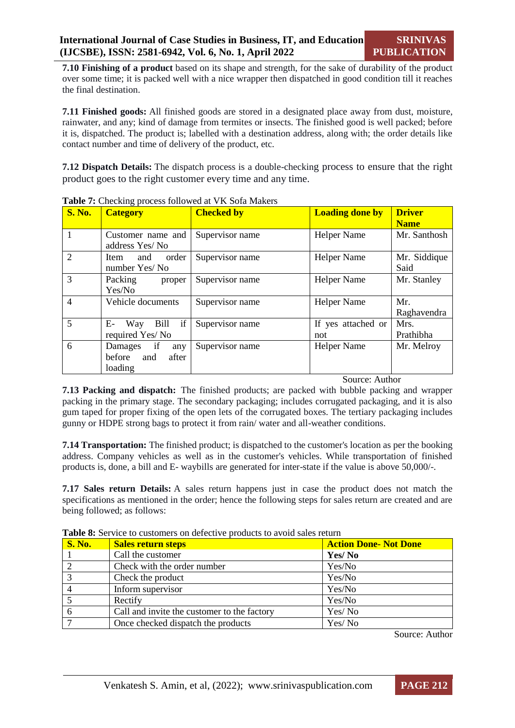**7.10 Finishing of a product** based on its shape and strength, for the sake of durability of the product over some time; it is packed well with a nice wrapper then dispatched in good condition till it reaches the final destination.

**7.11 Finished goods:** All finished goods are stored in a designated place away from dust, moisture, rainwater, and any; kind of damage from termites or insects. The finished good is well packed; before it is, dispatched. The product is; labelled with a destination address, along with; the order details like contact number and time of delivery of the product, etc.

**7.12 Dispatch Details:** The dispatch process is a double-checking process to ensure that the right product goes to the right customer every time and any time.

**Table 7:** Checking process followed at VK Sofa Makers

| S. No. | Category | Checked by | Loading done by | Driver Name |
|---|---|---|---|---|
| 1 | Customer name and address Yes/ No | Supervisor name | Helper Name | Mr. Santhosh |
| 2 | Item and order number Yes/ No | Supervisor name | Helper Name | Mr. Siddique Said |
| 3 | Packing proper Yes/No | Supervisor name | Helper Name | Mr. Stanley |
| 4 | Vehicle documents | Supervisor name | Helper Name | Mr. Raghavendra |
| 5 | E- Way Bill if required Yes/ No | Supervisor name | If yes attached or not | Mrs. Prathibha |
| 6 | Damages if any before and after loading | Supervisor name | Helper Name | Mr. Melroy |

Source: Author

**7.13 Packing and dispatch:** The finished products; are packed with bubble packing and wrapper packing in the primary stage. The secondary packaging; includes corrugated packaging, and it is also gum taped for proper fixing of the open lets of the corrugated boxes. The tertiary packaging includes gunny or HDPE strong bags to protect it from rain/ water and all-weather conditions.

**7.14 Transportation:** The finished product; is dispatched to the customer's location as per the booking address. Company vehicles as well as in the customer's vehicles. While transportation of finished products is, done, a bill and E- waybills are generated for inter-state if the value is above 50,000/-.

**7.17 Sales return Details:** A sales return happens just in case the product does not match the specifications as mentioned in the order; hence the following steps for sales return are created and are being followed; as follows:

**Table 8:** Service to customers on defective products to avoid sales return

| S. No. | Sales return steps | Action Done- Not Done |
|---|---|---|
| 1 | Call the customer | **Yes/ No** |
| 2 | Check with the order number | Yes/No |
| 3 | Check the product | Yes/No |
| 4 | Inform supervisor | Yes/No |
| 5 | Rectify | Yes/No |
| 6 | Call and invite the customer to the factory | Yes/ No |
| 7 | Once checked dispatch the products | Yes/ No |

Source: Author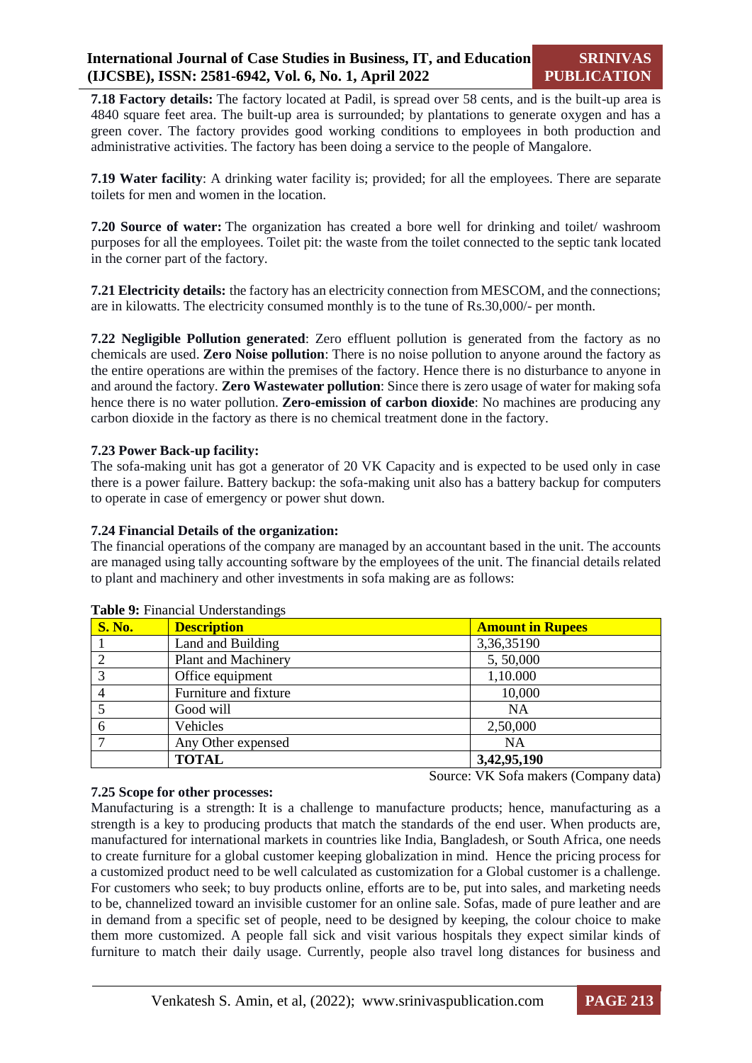**7.18 Factory details:** The factory located at Padil, is spread over 58 cents, and is the built-up area is 4840 square feet area. The built-up area is surrounded; by plantations to generate oxygen and has a green cover. The factory provides good working conditions to employees in both production and administrative activities. The factory has been doing a service to the people of Mangalore.

**7.19 Water facility**: A drinking water facility is; provided; for all the employees. There are separate toilets for men and women in the location.

**7.20 Source of water:** The organization has created a bore well for drinking and toilet/ washroom purposes for all the employees. Toilet pit: the waste from the toilet connected to the septic tank located in the corner part of the factory.

**7.21 Electricity details:** the factory has an electricity connection from MESCOM, and the connections; are in kilowatts. The electricity consumed monthly is to the tune of Rs.30,000/- per month.

**7.22 Negligible Pollution generated**: Zero effluent pollution is generated from the factory as no chemicals are used. **Zero Noise pollution**: There is no noise pollution to anyone around the factory as the entire operations are within the premises of the factory. Hence there is no disturbance to anyone in and around the factory. **Zero Wastewater pollution**: Since there is zero usage of water for making sofa hence there is no water pollution. **Zero-emission of carbon dioxide**: No machines are producing any carbon dioxide in the factory as there is no chemical treatment done in the factory.

**7.23 Power Back-up facility:**

The sofa-making unit has got a generator of 20 VK Capacity and is expected to be used only in case there is a power failure. Battery backup: the sofa-making unit also has a battery backup for computers to operate in case of emergency or power shut down.

**7.24 Financial Details of the organization:**

The financial operations of the company are managed by an accountant based in the unit. The accounts are managed using tally accounting software by the employees of the unit. The financial details related to plant and machinery and other investments in sofa making are as follows:

**Table 9:** Financial Understandings

| S. No. | Description | Amount in Rupees |
|---|---|---|
| 1 | Land and Building | 3,36,35190 |
| 2 | Plant and Machinery | 5, 50,000 |
| 3 | Office equipment | 1,10.000 |
| 4 | Furniture and fixture | 10,000 |
| 5 | Good will | NA |
| 6 | Vehicles | 2,50,000 |
| 7 | Any Other expensed | NA |
| | **TOTAL** | **3,42,95,190** |

Source: VK Sofa makers (Company data)

**7.25 Scope for other processes:**

Manufacturing is a strength: It is a challenge to manufacture products; hence, manufacturing as a strength is a key to producing products that match the standards of the end user. When products are, manufactured for international markets in countries like India, Bangladesh, or South Africa, one needs to create furniture for a global customer keeping globalization in mind. Hence the pricing process for a customized product need to be well calculated as customization for a Global customer is a challenge. For customers who seek; to buy products online, efforts are to be, put into sales, and marketing needs to be, channelized toward an invisible customer for an online sale. Sofas, made of pure leather and are in demand from a specific set of people, need to be designed by keeping, the colour choice to make them more customized. A people fall sick and visit various hospitals they expect similar kinds of furniture to match their daily usage. Currently, people also travel long distances for business and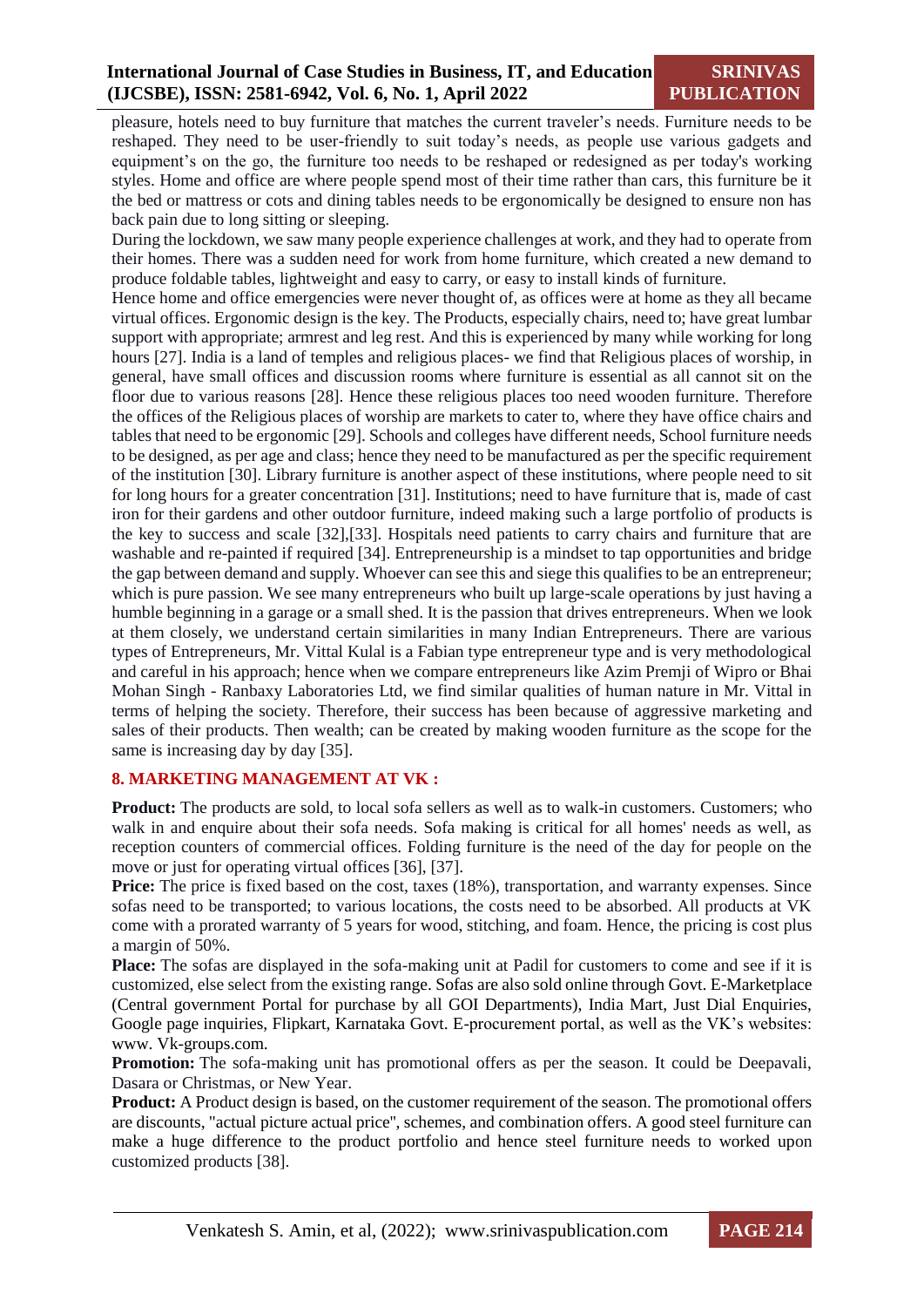pleasure, hotels need to buy furniture that matches the current traveler's needs. Furniture needs to be reshaped. They need to be user-friendly to suit today's needs, as people use various gadgets and equipment's on the go, the furniture too needs to be reshaped or redesigned as per today's working styles. Home and office are where people spend most of their time rather than cars, this furniture be it the bed or mattress or cots and dining tables needs to be ergonomically be designed to ensure non has back pain due to long sitting or sleeping.

During the lockdown, we saw many people experience challenges at work, and they had to operate from their homes. There was a sudden need for work from home furniture, which created a new demand to produce foldable tables, lightweight and easy to carry, or easy to install kinds of furniture.

Hence home and office emergencies were never thought of, as offices were at home as they all became virtual offices. Ergonomic design is the key. The Products, especially chairs, need to; have great lumbar support with appropriate; armrest and leg rest. And this is experienced by many while working for long hours [27]. India is a land of temples and religious places- we find that Religious places of worship, in general, have small offices and discussion rooms where furniture is essential as all cannot sit on the floor due to various reasons [28]. Hence these religious places too need wooden furniture. Therefore the offices of the Religious places of worship are markets to cater to, where they have office chairs and tables that need to be ergonomic [29]. Schools and colleges have different needs, School furniture needs to be designed, as per age and class; hence they need to be manufactured as per the specific requirement of the institution [30]. Library furniture is another aspect of these institutions, where people need to sit for long hours for a greater concentration [31]. Institutions; need to have furniture that is, made of cast iron for their gardens and other outdoor furniture, indeed making such a large portfolio of products is the key to success and scale [32],[33]. Hospitals need patients to carry chairs and furniture that are washable and re-painted if required [34]. Entrepreneurship is a mindset to tap opportunities and bridge the gap between demand and supply. Whoever can see this and siege this qualifies to be an entrepreneur; which is pure passion. We see many entrepreneurs who built up large-scale operations by just having a humble beginning in a garage or a small shed. It is the passion that drives entrepreneurs. When we look at them closely, we understand certain similarities in many Indian Entrepreneurs. There are various types of Entrepreneurs, Mr. Vittal Kulal is a Fabian type entrepreneur type and is very methodological and careful in his approach; hence when we compare entrepreneurs like Azim Premji of Wipro or Bhai Mohan Singh - Ranbaxy Laboratories Ltd, we find similar qualities of human nature in Mr. Vittal in terms of helping the society. Therefore, their success has been because of aggressive marketing and sales of their products. Then wealth; can be created by making wooden furniture as the scope for the same is increasing day by day [35].

## 8. MARKETING MANAGEMENT AT VK :

**Product:** The products are sold, to local sofa sellers as well as to walk-in customers. Customers; who walk in and enquire about their sofa needs. Sofa making is critical for all homes' needs as well, as reception counters of commercial offices. Folding furniture is the need of the day for people on the move or just for operating virtual offices [36], [37].

**Price:** The price is fixed based on the cost, taxes (18%), transportation, and warranty expenses. Since sofas need to be transported; to various locations, the costs need to be absorbed. All products at VK come with a prorated warranty of 5 years for wood, stitching, and foam. Hence, the pricing is cost plus a margin of 50%.

**Place:** The sofas are displayed in the sofa-making unit at Padil for customers to come and see if it is customized, else select from the existing range. Sofas are also sold online through Govt. E-Marketplace (Central government Portal for purchase by all GOI Departments), India Mart, Just Dial Enquiries, Google page inquiries, Flipkart, Karnataka Govt. E-procurement portal, as well as the VK's websites: www. Vk-groups.com.

**Promotion:** The sofa-making unit has promotional offers as per the season. It could be Deepavali, Dasara or Christmas, or New Year.

**Product:** A Product design is based, on the customer requirement of the season. The promotional offers are discounts, "actual picture actual price", schemes, and combination offers. A good steel furniture can make a huge difference to the product portfolio and hence steel furniture needs to worked upon customized products [38].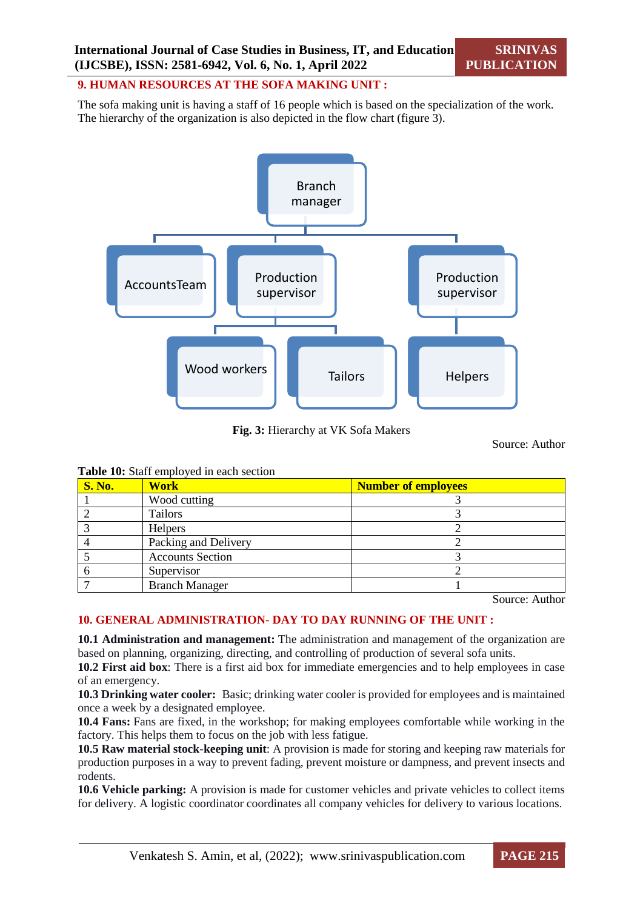## 9. HUMAN RESOURCES AT THE SOFA MAKING UNIT :

The sofa making unit is having a staff of 16 people which is based on the specialization of the work. The hierarchy of the organization is also depicted in the flow chart (figure 3).

**Fig. 3:** Hierarchy at VK Sofa Makers

Source: Author

**Table 10:** Staff employed in each section

| S. No. | Work | Number of employees |
|---|---|---|
| 1 | Wood cutting | 3 |
| 2 | Tailors | 3 |
| 3 | Helpers | 2 |
| 4 | Packing and Delivery | 2 |
| 5 | Accounts Section | 3 |
| 6 | Supervisor | 2 |
| 7 | Branch Manager | 1 |

Source: Author

## 10. GENERAL ADMINISTRATION- DAY TO DAY RUNNING OF THE UNIT :

**10.1 Administration and management:** The administration and management of the organization are based on planning, organizing, directing, and controlling of production of several sofa units.

**10.2 First aid box**: There is a first aid box for immediate emergencies and to help employees in case of an emergency.

**10.3 Drinking water cooler:** Basic; drinking water cooler is provided for employees and is maintained once a week by a designated employee.

**10.4 Fans:** Fans are fixed, in the workshop; for making employees comfortable while working in the factory. This helps them to focus on the job with less fatigue.

**10.5 Raw material stock-keeping unit**: A provision is made for storing and keeping raw materials for production purposes in a way to prevent fading, prevent moisture or dampness, and prevent insects and rodents.

**10.6 Vehicle parking:** A provision is made for customer vehicles and private vehicles to collect items for delivery. A logistic coordinator coordinates all company vehicles for delivery to various locations.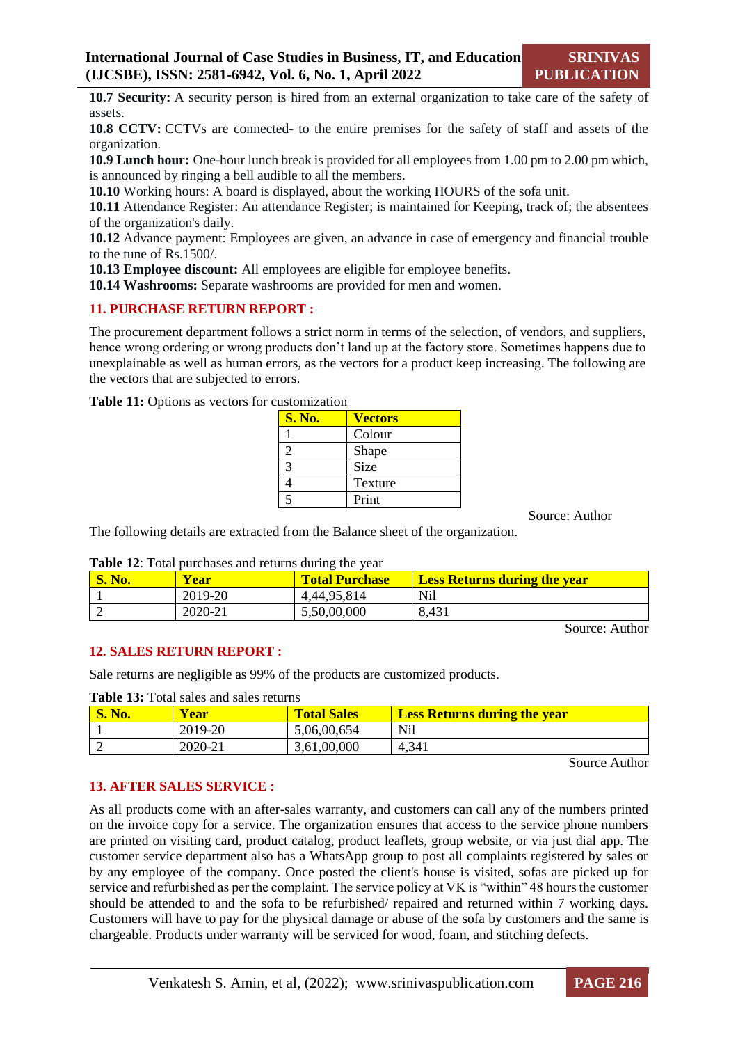**10.7 Security:** A security person is hired from an external organization to take care of the safety of assets.

**10.8 CCTV:** CCTVs are connected- to the entire premises for the safety of staff and assets of the organization.

**10.9 Lunch hour:** One-hour lunch break is provided for all employees from 1.00 pm to 2.00 pm which, is announced by ringing a bell audible to all the members.

**10.10** Working hours: A board is displayed, about the working HOURS of the sofa unit.

**10.11** Attendance Register: An attendance Register; is maintained for Keeping, track of; the absentees of the organization's daily.

**10.12** Advance payment: Employees are given, an advance in case of emergency and financial trouble to the tune of Rs.1500/.

**10.13 Employee discount:** All employees are eligible for employee benefits.

**10.14 Washrooms:** Separate washrooms are provided for men and women.

## 11. PURCHASE RETURN REPORT :

The procurement department follows a strict norm in terms of the selection, of vendors, and suppliers, hence wrong ordering or wrong products don't land up at the factory store. Sometimes happens due to unexplainable as well as human errors, as the vectors for a product keep increasing. The following are the vectors that are subjected to errors.

**Table 11:** Options as vectors for customization

| S. No. | Vectors |
|---|---|
| 1 | Colour |
| 2 | Shape |
| 3 | Size |
| 4 | Texture |
| 5 | Print |

Source: Author

The following details are extracted from the Balance sheet of the organization.

**Table 12**: Total purchases and returns during the year

| S. No. | Year | Total Purchase | Less Returns during the year |
|---|---|---|---|
| 1 | 2019-20 | 4,44,95,814 | Nil |
| 2 | 2020-21 | 5,50,00,000 | 8,431 |

Source: Author

## 12. SALES RETURN REPORT :

Sale returns are negligible as 99% of the products are customized products.

**Table 13:** Total sales and sales returns

| S. No. | Year | Total Sales | Less Returns during the year |
|---|---|---|---|
| 1 | 2019-20 | 5,06,00,654 | Nil |
| 2 | 2020-21 | 3,61,00,000 | 4,341 |

Source Author

## 13. AFTER SALES SERVICE :

As all products come with an after-sales warranty, and customers can call any of the numbers printed on the invoice copy for a service. The organization ensures that access to the service phone numbers are printed on visiting card, product catalog, product leaflets, group website, or via just dial app. The customer service department also has a WhatsApp group to post all complaints registered by sales or by any employee of the company. Once posted the client's house is visited, sofas are picked up for service and refurbished as per the complaint. The service policy at VK is "within" 48 hours the customer should be attended to and the sofa to be refurbished/ repaired and returned within 7 working days. Customers will have to pay for the physical damage or abuse of the sofa by customers and the same is chargeable. Products under warranty will be serviced for wood, foam, and stitching defects.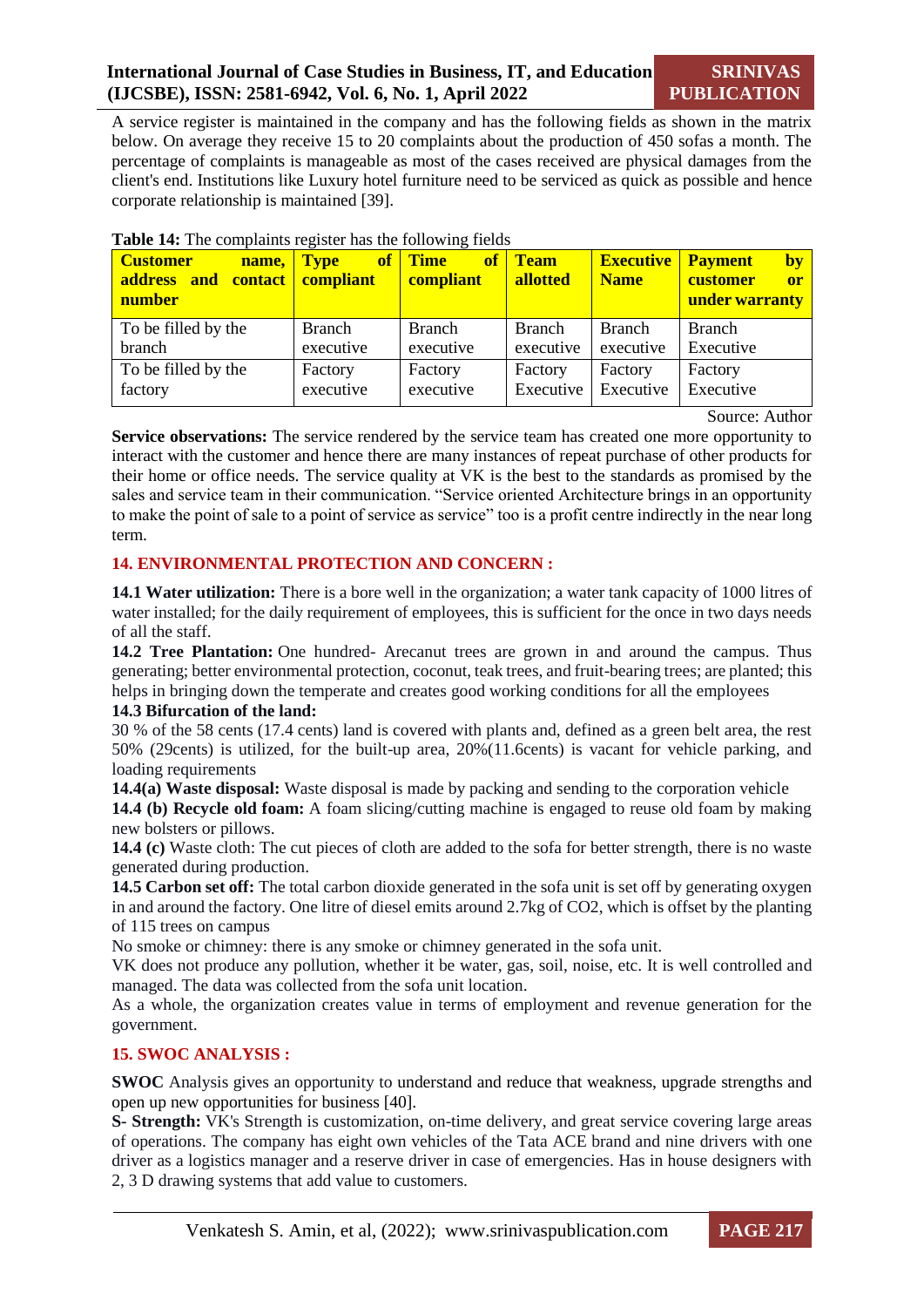A service register is maintained in the company and has the following fields as shown in the matrix below. On average they receive 15 to 20 complaints about the production of 450 sofas a month. The percentage of complaints is manageable as most of the cases received are physical damages from the client's end. Institutions like Luxury hotel furniture need to be serviced as quick as possible and hence corporate relationship is maintained [39].

**Table 14:** The complaints register has the following fields

| Customer name, address and contact number | Type of compliant | Time of compliant | Team allotted | Executive Name | Payment by customer or under warranty |
|---|---|---|---|---|---|
| To be filled by the branch | Branch executive | Branch executive | Branch executive | Branch executive | Branch Executive |
| To be filled by the factory | Factory executive | Factory executive | Factory Executive | Factory Executive | Factory Executive |

Source: Author

**Service observations:** The service rendered by the service team has created one more opportunity to interact with the customer and hence there are many instances of repeat purchase of other products for their home or office needs. The service quality at VK is the best to the standards as promised by the sales and service team in their communication. "Service oriented Architecture brings in an opportunity to make the point of sale to a point of service as service" too is a profit centre indirectly in the near long term.

## 14. ENVIRONMENTAL PROTECTION AND CONCERN :

**14.1 Water utilization:** There is a bore well in the organization; a water tank capacity of 1000 litres of water installed; for the daily requirement of employees, this is sufficient for the once in two days needs of all the staff.

**14.2 Tree Plantation:** One hundred- Arecanut trees are grown in and around the campus. Thus generating; better environmental protection, coconut, teak trees, and fruit-bearing trees; are planted; this helps in bringing down the temperate and creates good working conditions for all the employees

**14.3 Bifurcation of the land:**

30 % of the 58 cents (17.4 cents) land is covered with plants and, defined as a green belt area, the rest 50% (29cents) is utilized, for the built-up area, 20%(11.6cents) is vacant for vehicle parking, and loading requirements

**14.4(a) Waste disposal:** Waste disposal is made by packing and sending to the corporation vehicle

**14.4 (b) Recycle old foam:** A foam slicing/cutting machine is engaged to reuse old foam by making new bolsters or pillows.

**14.4 (c)** Waste cloth: The cut pieces of cloth are added to the sofa for better strength, there is no waste generated during production.

**14.5 Carbon set off:** The total carbon dioxide generated in the sofa unit is set off by generating oxygen in and around the factory. One litre of diesel emits around 2.7kg of $CO_2$, which is offset by the planting of 115 trees on campus

No smoke or chimney: there is any smoke or chimney generated in the sofa unit.

VK does not produce any pollution, whether it be water, gas, soil, noise, etc. It is well controlled and managed. The data was collected from the sofa unit location.

As a whole, the organization creates value in terms of employment and revenue generation for the government.

## 15. SWOC ANALYSIS :

**SWOC** Analysis gives an opportunity to understand and reduce that weakness, upgrade strengths and open up new opportunities for business [40].

**S- Strength:** VK's Strength is customization, on-time delivery, and great service covering large areas of operations. The company has eight own vehicles of the Tata ACE brand and nine drivers with one driver as a logistics manager and a reserve driver in case of emergencies. Has in house designers with 2, 3 D drawing systems that add value to customers.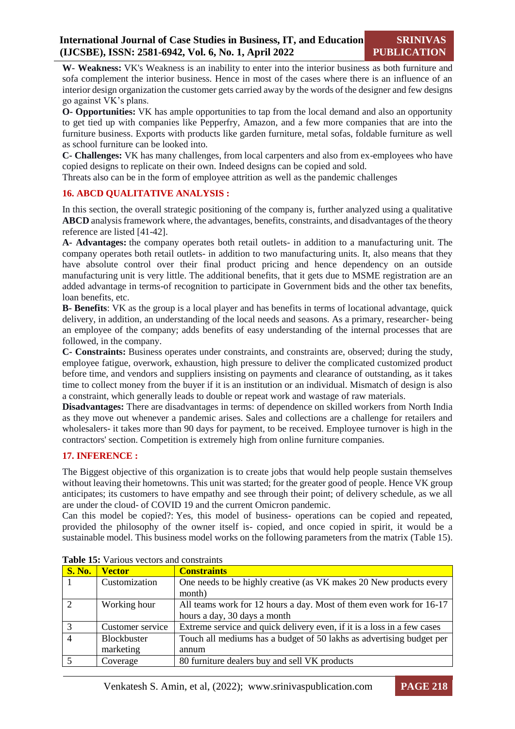**W- Weakness:** VK's Weakness is an inability to enter into the interior business as both furniture and sofa complement the interior business. Hence in most of the cases where there is an influence of an interior design organization the customer gets carried away by the words of the designer and few designs go against VK's plans.

**O- Opportunities:** VK has ample opportunities to tap from the local demand and also an opportunity to get tied up with companies like Pepperfry, Amazon, and a few more companies that are into the furniture business. Exports with products like garden furniture, metal sofas, foldable furniture as well as school furniture can be looked into.

**C- Challenges:** VK has many challenges, from local carpenters and also from ex-employees who have copied designs to replicate on their own. Indeed designs can be copied and sold.

Threats also can be in the form of employee attrition as well as the pandemic challenges

## 16. ABCD QUALITATIVE ANALYSIS :

In this section, the overall strategic positioning of the company is, further analyzed using a qualitative **ABCD** analysis framework where, the advantages, benefits, constraints, and disadvantages of the theory reference are listed [41-42].

**A- Advantages:** the company operates both retail outlets- in addition to a manufacturing unit. The company operates both retail outlets- in addition to two manufacturing units. It, also means that they have absolute control over their final product pricing and hence dependency on an outside manufacturing unit is very little. The additional benefits, that it gets due to MSME registration are an added advantage in terms-of recognition to participate in Government bids and the other tax benefits, loan benefits, etc.

**B- Benefits**: VK as the group is a local player and has benefits in terms of locational advantage, quick delivery, in addition, an understanding of the local needs and seasons. As a primary, researcher- being an employee of the company; adds benefits of easy understanding of the internal processes that are followed, in the company.

**C- Constraints:** Business operates under constraints, and constraints are, observed; during the study, employee fatigue, overwork, exhaustion, high pressure to deliver the complicated customized product before time, and vendors and suppliers insisting on payments and clearance of outstanding, as it takes time to collect money from the buyer if it is an institution or an individual. Mismatch of design is also a constraint, which generally leads to double or repeat work and wastage of raw materials.

**Disadvantages:** There are disadvantages in terms: of dependence on skilled workers from North India as they move out whenever a pandemic arises. Sales and collections are a challenge for retailers and wholesalers- it takes more than 90 days for payment, to be received. Employee turnover is high in the contractors' section. Competition is extremely high from online furniture companies.

## 17. INFERENCE :

The Biggest objective of this organization is to create jobs that would help people sustain themselves without leaving their hometowns. This unit was started; for the greater good of people. Hence VK group anticipates; its customers to have empathy and see through their point; of delivery schedule, as we all are under the cloud- of COVID 19 and the current Omicron pandemic.

Can this model be copied?: Yes, this model of business- operations can be copied and repeated, provided the philosophy of the owner itself is- copied, and once copied in spirit, it would be a sustainable model. This business model works on the following parameters from the matrix (Table 15).

**Table 15:** Various vectors and constraints

| S. No. | Vector | Constraints |
|---|---|---|
| 1 | Customization | One needs to be highly creative (as VK makes 20 New products every month) |
| 2 | Working hour | All teams work for 12 hours a day. Most of them even work for 16-17 hours a day, 30 days a month |
| 3 | Customer service | Extreme service and quick delivery even, if it is a loss in a few cases |
| 4 | Blockbuster marketing | Touch all mediums has a budget of 50 lakhs as advertising budget per annum |
| 5 | Coverage | 80 furniture dealers buy and sell VK products |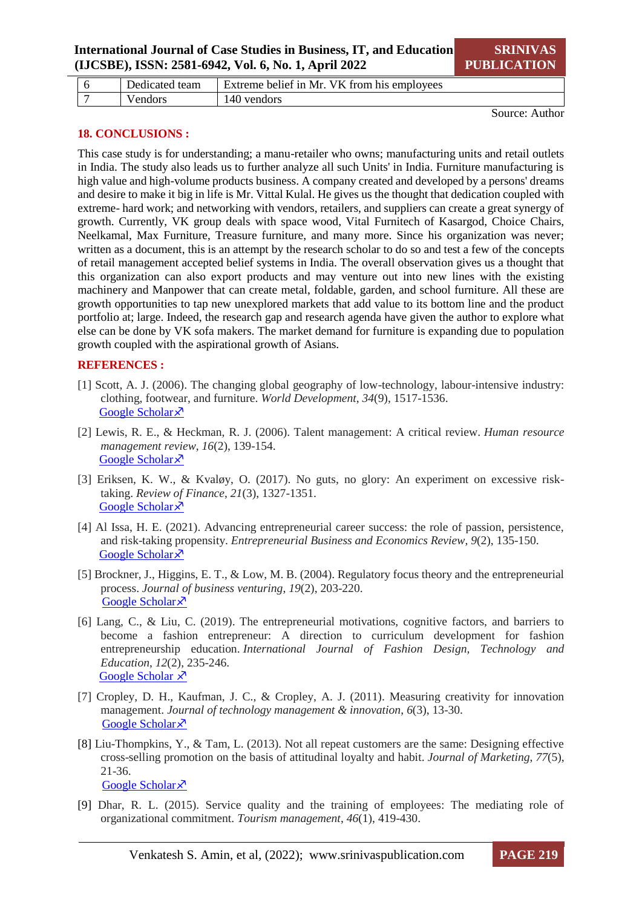| 6 | Dedicated team | Extreme belief in Mr. VK from his employees |
|---|---|---|
| 7 | Vendors | 140 vendors |

Source: Author

## 18. CONCLUSIONS :

This case study is for understanding; a manu-retailer who owns; manufacturing units and retail outlets in India. The study also leads us to further analyze all such Units' in India. Furniture manufacturing is high value and high-volume products business. A company created and developed by a persons' dreams and desire to make it big in life is Mr. Vittal Kulal. He gives us the thought that dedication coupled with extreme- hard work; and networking with vendors, retailers, and suppliers can create a great synergy of growth. Currently, VK group deals with space wood, Vital Furnitech of Kasargod, Choice Chairs, Neelkamal, Max Furniture, Treasure furniture, and many more. Since his organization was never; written as a document, this is an attempt by the research scholar to do so and test a few of the concepts of retail management accepted belief systems in India. The overall observation gives us a thought that this organization can also export products and may venture out into new lines with the existing machinery and Manpower that can create metal, foldable, garden, and school furniture. All these are growth opportunities to tap new unexplored markets that add value to its bottom line and the product portfolio at; large. Indeed, the research gap and research agenda have given the author to explore what else can be done by VK sofa makers. The market demand for furniture is expanding due to population growth coupled with the aspirational growth of Asians.

## REFERENCES :

[1] Scott, A. J. (2006). The changing global geography of low-technology, labour-intensive industry: clothing, footwear, and furniture. *World Development*, *34*(9), 1517-1536.
Google Scholar

[2] Lewis, R. E., & Heckman, R. J. (2006). Talent management: A critical review. *Human resource management review*, *16*(2), 139-154.
Google Scholar

[3] Eriksen, K. W., & Kvaløy, O. (2017). No guts, no glory: An experiment on excessive risk-taking. *Review of Finance*, *21*(3), 1327-1351.
Google Scholar

[4] Al Issa, H. E. (2021). Advancing entrepreneurial career success: the role of passion, persistence, and risk-taking propensity. *Entrepreneurial Business and Economics Review*, *9*(2), 135-150.
Google Scholar

[5] Brockner, J., Higgins, E. T., & Low, M. B. (2004). Regulatory focus theory and the entrepreneurial process. *Journal of business venturing*, *19*(2), 203-220.
Google Scholar

[6] Lang, C., & Liu, C. (2019). The entrepreneurial motivations, cognitive factors, and barriers to become a fashion entrepreneur: A direction to curriculum development for fashion entrepreneurship education. *International Journal of Fashion Design, Technology and Education*, *12*(2), 235-246.
Google Scholar

[7] Cropley, D. H., Kaufman, J. C., & Cropley, A. J. (2011). Measuring creativity for innovation management. *Journal of technology management & innovation*, *6*(3), 13-30.
Google Scholar

[8] Liu-Thompkins, Y., & Tam, L. (2013). Not all repeat customers are the same: Designing effective cross-selling promotion on the basis of attitudinal loyalty and habit. *Journal of Marketing*, *77*(5), 21-36.
Google Scholar

[9] Dhar, R. L. (2015). Service quality and the training of employees: The mediating role of organizational commitment. *Tourism management*, *46*(1), 419-430.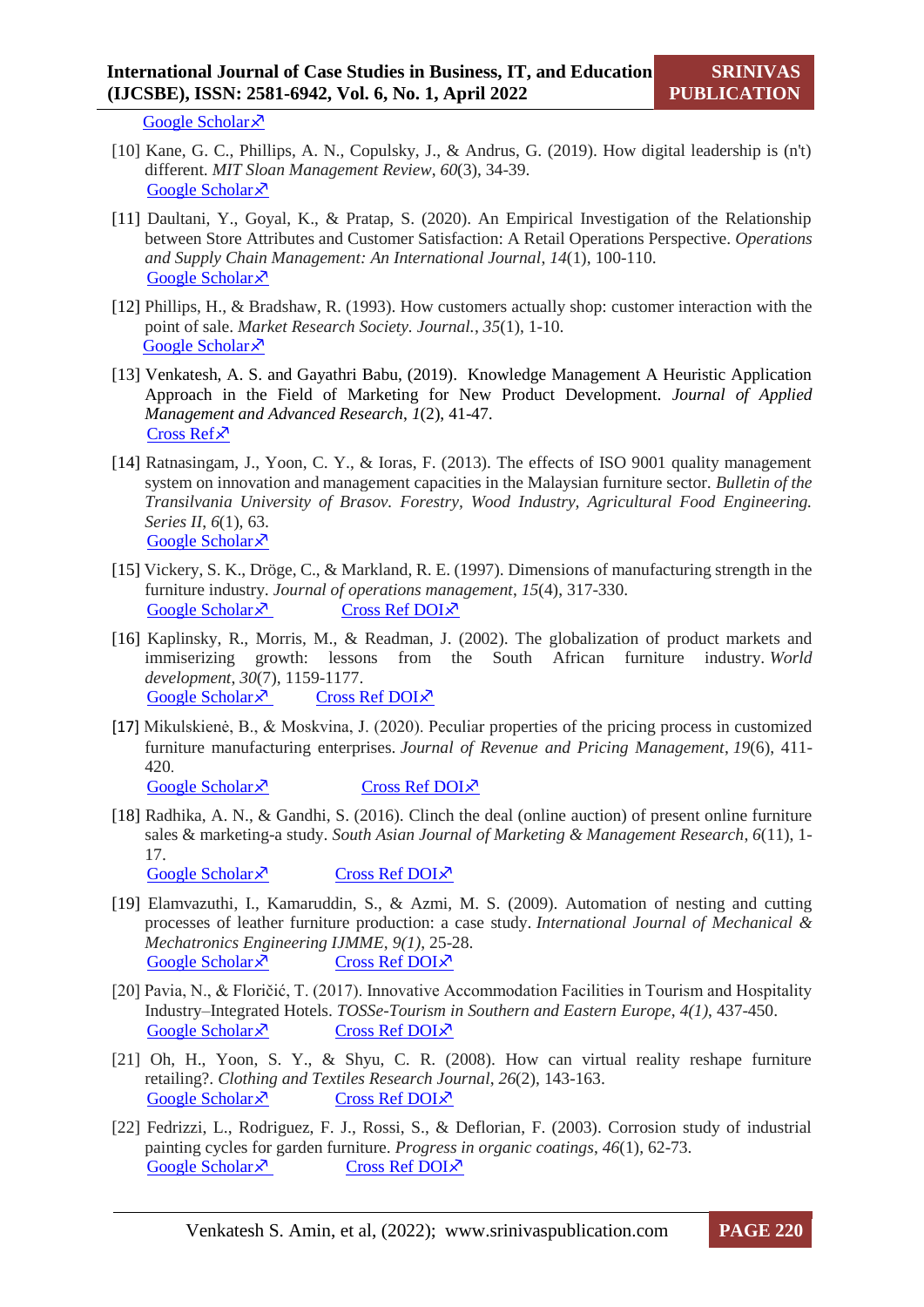Google Scholar↗

[10] Kane, G. C., Phillips, A. N., Copulsky, J., & Andrus, G. (2019). How digital leadership is (n't) different. *MIT Sloan Management Review*, *60*(3), 34-39.
Google Scholar↗

[11] Daultani, Y., Goyal, K., & Pratap, S. (2020). An Empirical Investigation of the Relationship between Store Attributes and Customer Satisfaction: A Retail Operations Perspective. *Operations and Supply Chain Management: An International Journal*, *14*(1), 100-110.
Google Scholar↗

[12] Phillips, H., & Bradshaw, R. (1993). How customers actually shop: customer interaction with the point of sale. *Market Research Society. Journal.*, *35*(1), 1-10.
Google Scholar↗

[13] Venkatesh, A. S. and Gayathri Babu, (2019). Knowledge Management A Heuristic Application Approach in the Field of Marketing for New Product Development. *Journal of Applied Management and Advanced Research*, *1*(2), 41-47.
Cross Ref↗

[14] Ratnasingam, J., Yoon, C. Y., & Ioras, F. (2013). The effects of ISO 9001 quality management system on innovation and management capacities in the Malaysian furniture sector. *Bulletin of the Transilvania University of Brasov. Forestry, Wood Industry, Agricultural Food Engineering. Series II*, *6*(1), 63.
Google Scholar↗

[15] Vickery, S. K., Dröge, C., & Markland, R. E. (1997). Dimensions of manufacturing strength in the furniture industry. *Journal of operations management*, *15*(4), 317-330.
Google Scholar↗ Cross Ref DOI↗

[16] Kaplinsky, R., Morris, M., & Readman, J. (2002). The globalization of product markets and immiserizing growth: lessons from the South African furniture industry. *World development*, *30*(7), 1159-1177.
Google Scholar↗ Cross Ref DOI↗

[17] Mikulskienė, B., & Moskvina, J. (2020). Peculiar properties of the pricing process in customized furniture manufacturing enterprises. *Journal of Revenue and Pricing Management*, *19*(6), 411-420.
Google Scholar↗ Cross Ref DOI↗

[18] Radhika, A. N., & Gandhi, S. (2016). Clinch the deal (online auction) of present online furniture sales & marketing-a study. *South Asian Journal of Marketing & Management Research*, *6*(11), 1-17.
Google Scholar↗ Cross Ref DOI↗

[19] Elamvazuthi, I., Kamaruddin, S., & Azmi, M. S. (2009). Automation of nesting and cutting processes of leather furniture production: a case study. *International Journal of Mechanical & Mechatronics Engineering IJMME*, *9(1)*, 25-28.
Google Scholar↗ Cross Ref DOI↗

[20] Pavia, N., & Floričić, T. (2017). Innovative Accommodation Facilities in Tourism and Hospitality Industry–Integrated Hotels. *TOSSe-Tourism in Southern and Eastern Europe*, *4(1)*, 437-450.
Google Scholar↗ Cross Ref DOI↗

[21] Oh, H., Yoon, S. Y., & Shyu, C. R. (2008). How can virtual reality reshape furniture retailing?. *Clothing and Textiles Research Journal*, *26*(2), 143-163.
Google Scholar↗ Cross Ref DOI↗

[22] Fedrizzi, L., Rodriguez, F. J., Rossi, S., & Deflorian, F. (2003). Corrosion study of industrial painting cycles for garden furniture. *Progress in organic coatings*, *46*(1), 62-73.
Google Scholar↗ Cross Ref DOI↗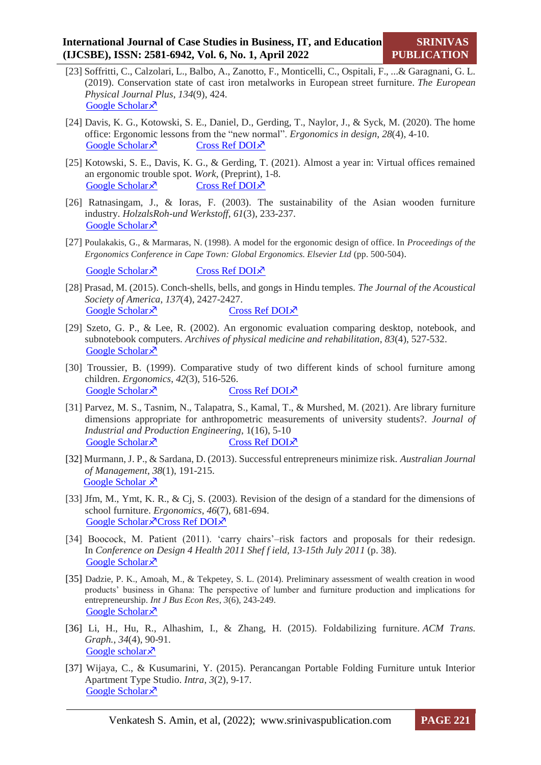[23] Soffritti, C., Calzolari, L., Balbo, A., Zanotto, F., Monticelli, C., Ospitali, F., ...& Garagnani, G. L. (2019). Conservation state of cast iron metalworks in European street furniture. *The European Physical Journal Plus*, *134*(9), 424.
Google Scholar↗

[24] Davis, K. G., Kotowski, S. E., Daniel, D., Gerding, T., Naylor, J., & Syck, M. (2020). The home office: Ergonomic lessons from the "new normal". *Ergonomics in design*, *28*(4), 4-10.
Google Scholar↗ Cross Ref DOI↗

[25] Kotowski, S. E., Davis, K. G., & Gerding, T. (2021). Almost a year in: Virtual offices remained an ergonomic trouble spot. *Work*, (Preprint), 1-8.
Google Scholar↗ Cross Ref DOI↗

[26] Ratnasingam, J., & Ioras, F. (2003). The sustainability of the Asian wooden furniture industry. *HolzalsRoh-und Werkstoff*, *61*(3), 233-237.
Google Scholar↗

[27] Poulakakis, G., & Marmaras, N. (1998). A model for the ergonomic design of office. In *Proceedings of the Ergonomics Conference in Cape Town: Global Ergonomics. Elsevier Ltd* (pp. 500-504).
Google Scholar↗ Cross Ref DOI↗

[28] Prasad, M. (2015). Conch-shells, bells, and gongs in Hindu temples. *The Journal of the Acoustical Society of America*, *137*(4), 2427-2427.
Google Scholar↗ Cross Ref DOI↗

[29] Szeto, G. P., & Lee, R. (2002). An ergonomic evaluation comparing desktop, notebook, and subnotebook computers. *Archives of physical medicine and rehabilitation*, *83*(4), 527-532.
Google Scholar↗

[30] Troussier, B. (1999). Comparative study of two different kinds of school furniture among children. *Ergonomics*, *42*(3), 516-526.
Google Scholar↗ Cross Ref DOI↗

[31] Parvez, M. S., Tasnim, N., Talapatra, S., Kamal, T., & Murshed, M. (2021). Are library furniture dimensions appropriate for anthropometric measurements of university students?. *Journal of Industrial and Production Engineering*, 1(16), 5-10
Google Scholar↗ Cross Ref DOI↗

[32] Murmann, J. P., & Sardana, D. (2013). Successful entrepreneurs minimize risk. *Australian Journal of Management*, *38*(1), 191-215.
Google Scholar ↗

[33] Jfm, M., Ymt, K. R., & Cj, S. (2003). Revision of the design of a standard for the dimensions of school furniture. *Ergonomics*, *46*(7), 681-694.
Google Scholar↗Cross Ref DOI↗

[34] Boocock, M. Patient (2011). 'carry chairs'–risk factors and proposals for their redesign. In *Conference on Design 4 Health 2011 Shef f ield, 13-15th July 2011* (p. 38).
Google Scholar↗

[35] Dadzie, P. K., Amoah, M., & Tekpetey, S. L. (2014). Preliminary assessment of wealth creation in wood products' business in Ghana: The perspective of lumber and furniture production and implications for entrepreneurship. *Int J Bus Econ Res*, *3*(6), 243-249.
Google Scholar↗

[36] Li, H., Hu, R., Alhashim, I., & Zhang, H. (2015). Foldabilizing furniture. *ACM Trans. Graph.*, *34*(4), 90-91.
Google scholar↗

[37] Wijaya, C., & Kusumarini, Y. (2015). Perancangan Portable Folding Furniture untuk Interior Apartment Type Studio. *Intra*, *3*(2), 9-17.
Google Scholar↗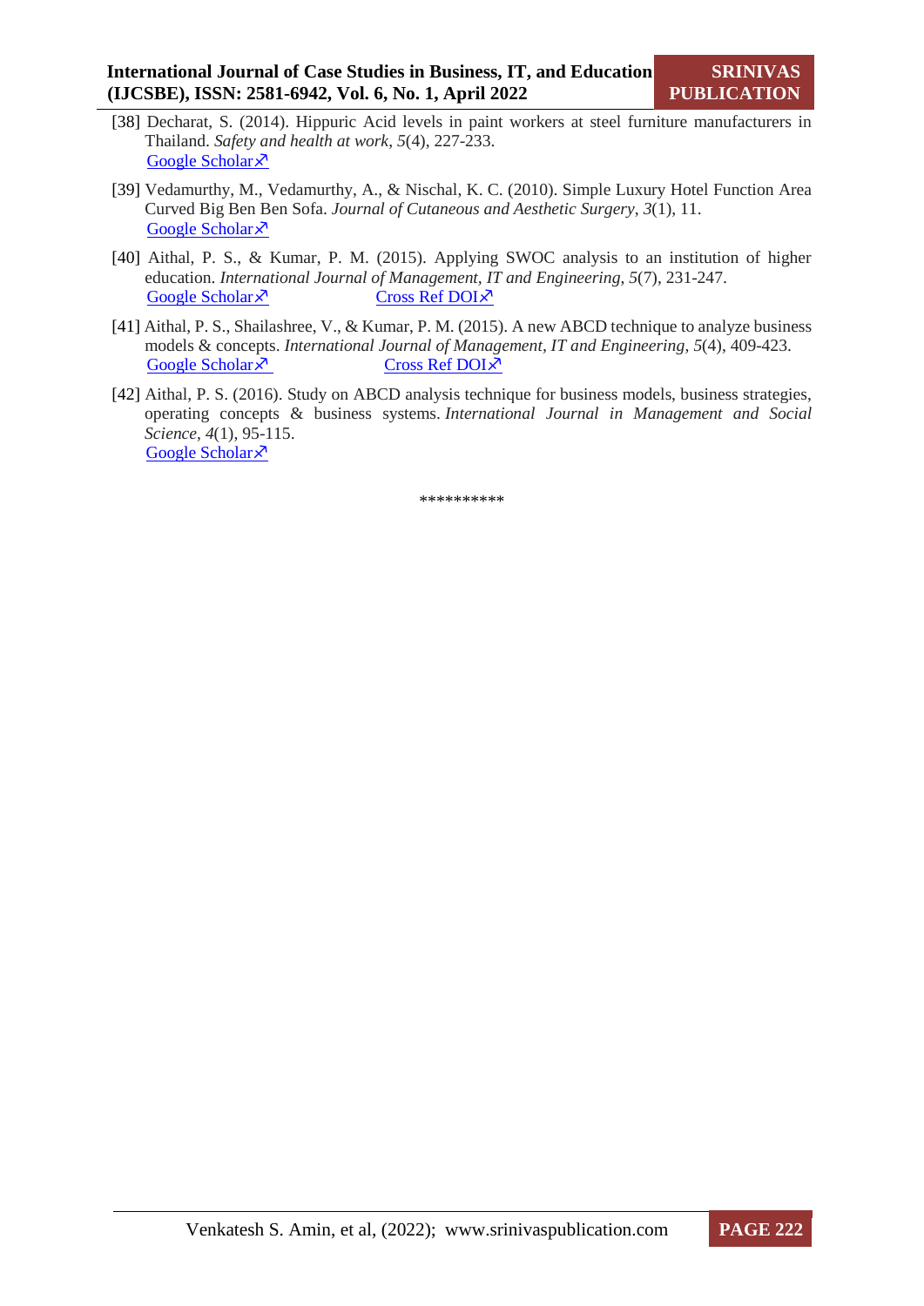[38] Decharat, S. (2014). Hippuric Acid levels in paint workers at steel furniture manufacturers in Thailand. *Safety and health at work*, *5*(4), 227-233.
Google Scholar↗

[39] Vedamurthy, M., Vedamurthy, A., & Nischal, K. C. (2010). Simple Luxury Hotel Function Area Curved Big Ben Ben Sofa. *Journal of Cutaneous and Aesthetic Surgery*, *3*(1), 11.
Google Scholar↗

[40] Aithal, P. S., & Kumar, P. M. (2015). Applying SWOC analysis to an institution of higher education. *International Journal of Management, IT and Engineering*, *5*(7), 231-247.
Google Scholar↗ Cross Ref DOI↗

[41] Aithal, P. S., Shailashree, V., & Kumar, P. M. (2015). A new ABCD technique to analyze business models & concepts. *International Journal of Management, IT and Engineering*, *5*(4), 409-423.
Google Scholar↗ Cross Ref DOI↗

[42] Aithal, P. S. (2016). Study on ABCD analysis technique for business models, business strategies, operating concepts & business systems. *International Journal in Management and Social Science*, *4*(1), 95-115.
Google Scholar↗

**********